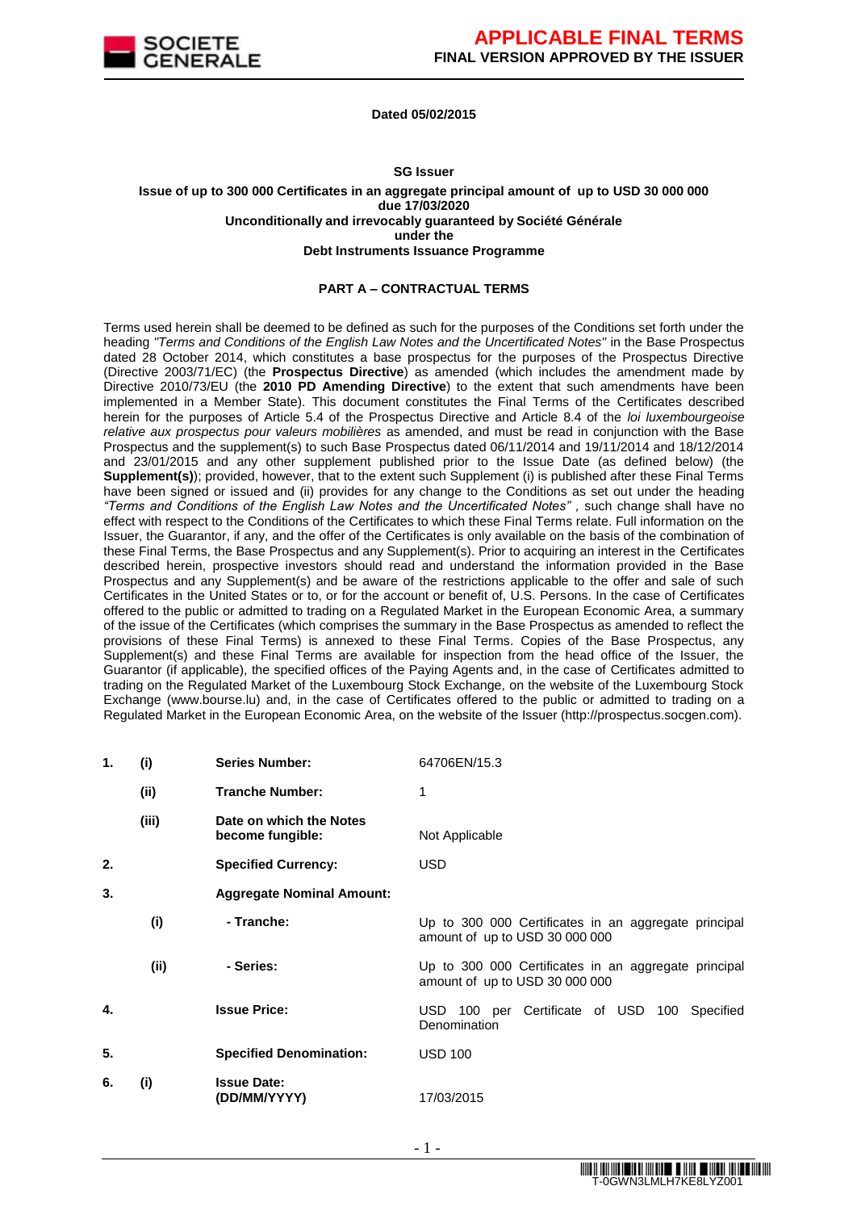**APPLICABLE FINAL TERMS**
**FINAL VERSION APPROVED BY THE ISSUER**

**Dated 05/02/2015**

**SG Issuer**

**Issue of up to 300 000 Certificates in an aggregate principal amount of up to USD 30 000 000 due 17/03/2020**
**Unconditionally and irrevocably guaranteed by Société Générale**
**under the**
**Debt Instruments Issuance Programme**

**PART A – CONTRACTUAL TERMS**

Terms used herein shall be deemed to be defined as such for the purposes of the Conditions set forth under the heading *"Terms and Conditions of the English Law Notes and the Uncertificated Notes"* in the Base Prospectus dated 28 October 2014, which constitutes a base prospectus for the purposes of the Prospectus Directive (Directive 2003/71/EC) (the **Prospectus Directive**) as amended (which includes the amendment made by Directive 2010/73/EU (the **2010 PD Amending Directive**) to the extent that such amendments have been implemented in a Member State). This document constitutes the Final Terms of the Certificates described herein for the purposes of Article 5.4 of the Prospectus Directive and Article 8.4 of the *loi luxembourgeoise relative aux prospectus pour valeurs mobilières* as amended, and must be read in conjunction with the Base Prospectus and the supplement(s) to such Base Prospectus dated 06/11/2014 and 19/11/2014 and 18/12/2014 and 23/01/2015 and any other supplement published prior to the Issue Date (as defined below) (the **Supplement(s)**); provided, however, that to the extent such Supplement (i) is published after these Final Terms have been signed or issued and (ii) provides for any change to the Conditions as set out under the heading *"Terms and Conditions of the English Law Notes and the Uncertificated Notes"*, such change shall have no effect with respect to the Conditions of the Certificates to which these Final Terms relate. Full information on the Issuer, the Guarantor, if any, and the offer of the Certificates is only available on the basis of the combination of these Final Terms, the Base Prospectus and any Supplement(s). Prior to acquiring an interest in the Certificates described herein, prospective investors should read and understand the information provided in the Base Prospectus and any Supplement(s) and be aware of the restrictions applicable to the offer and sale of such Certificates in the United States or to, or for the account or benefit of, U.S. Persons. In the case of Certificates offered to the public or admitted to trading on a Regulated Market in the European Economic Area, a summary of the issue of the Certificates (which comprises the summary in the Base Prospectus as amended to reflect the provisions of these Final Terms) is annexed to these Final Terms. Copies of the Base Prospectus, any Supplement(s) and these Final Terms are available for inspection from the head office of the Issuer, the Guarantor (if applicable), the specified offices of the Paying Agents and, in the case of Certificates admitted to trading on the Regulated Market of the Luxembourg Stock Exchange, on the website of the Luxembourg Stock Exchange (www.bourse.lu) and, in the case of Certificates offered to the public or admitted to trading on a Regulated Market in the European Economic Area, on the website of the Issuer (http://prospectus.socgen.com).

| | | | |
|---|---|---|---|
| **1.** | **(i)** | **Series Number:** | 64706EN/15.3 |
| | **(ii)** | **Tranche Number:** | 1 |
| | **(iii)** | **Date on which the Notes become fungible:** | Not Applicable |
| **2.** | | **Specified Currency:** | USD |
| **3.** | | **Aggregate Nominal Amount:** | |
| | **(i)** | **- Tranche:** | Up to 300 000 Certificates in an aggregate principal amount of up to USD 30 000 000 |
| | **(ii)** | **- Series:** | Up to 300 000 Certificates in an aggregate principal amount of up to USD 30 000 000 |
| **4.** | | **Issue Price:** | USD 100 per Certificate of USD 100 Specified Denomination |
| **5.** | | **Specified Denomination:** | USD 100 |
| **6.** | **(i)** | **Issue Date: (DD/MM/YYYY)** | 17/03/2015 |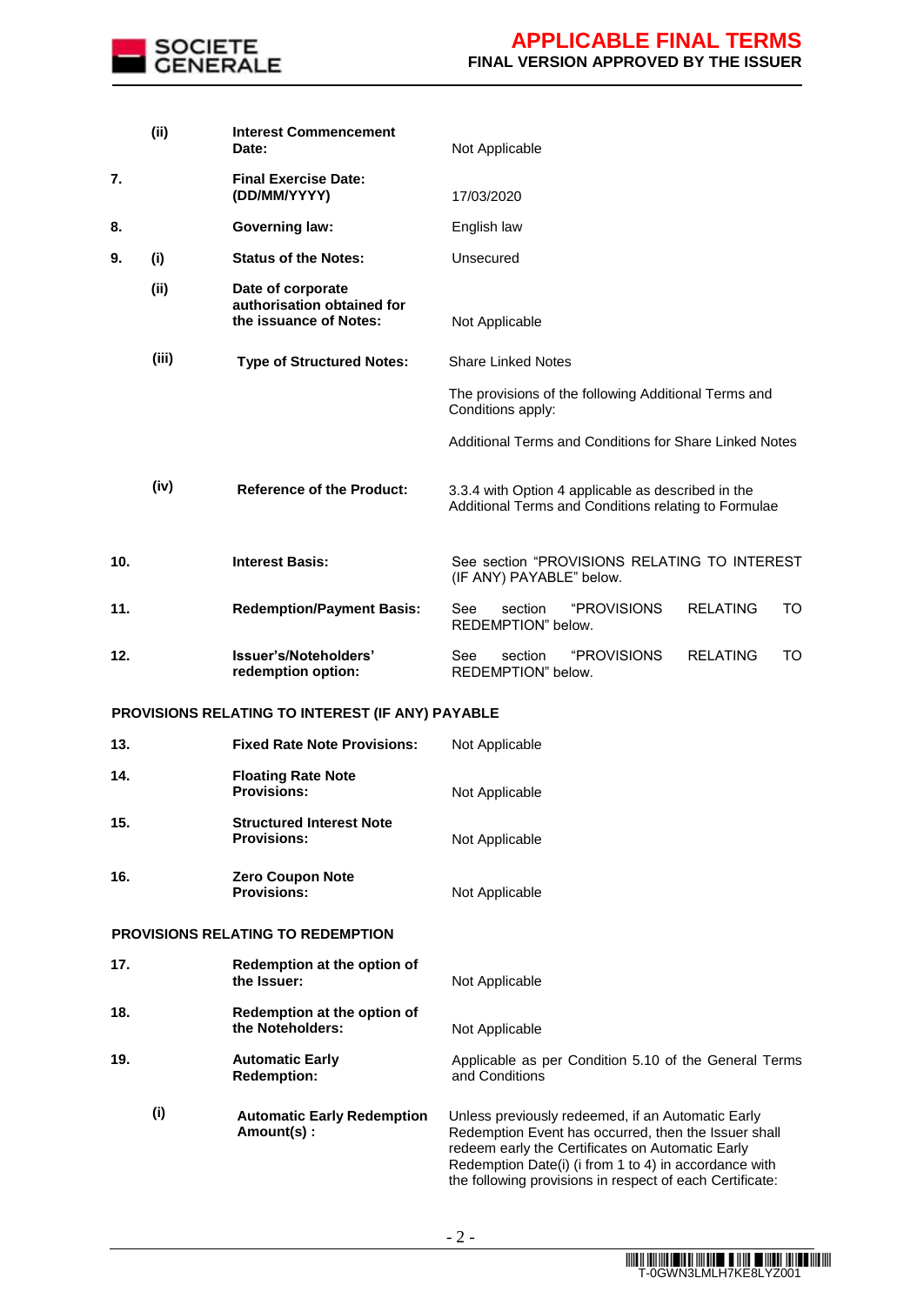| | | | |
|---|---|---|---|
| | **(ii)** | **Interest Commencement Date:** | Not Applicable |
| **7.** | | **Final Exercise Date: (DD/MM/YYYY)** | 17/03/2020 |
| **8.** | | **Governing law:** | English law |
| **9.** | **(i)** | **Status of the Notes:** | Unsecured |
| | **(ii)** | **Date of corporate authorisation obtained for the issuance of Notes:** | Not Applicable |
| | **(iii)** | **Type of Structured Notes:** | Share Linked Notes<br><br>The provisions of the following Additional Terms and Conditions apply:<br><br>Additional Terms and Conditions for Share Linked Notes |
| | **(iv)** | **Reference of the Product:** | 3.3.4 with Option 4 applicable as described in the Additional Terms and Conditions relating to Formulae |
| **10.** | | **Interest Basis:** | See section "PROVISIONS RELATING TO INTEREST (IF ANY) PAYABLE" below. |
| **11.** | | **Redemption/Payment Basis:** | See section "PROVISIONS RELATING TO REDEMPTION" below. |
| **12.** | | **Issuer's/Noteholders' redemption option:** | See section "PROVISIONS RELATING TO REDEMPTION" below. |

**PROVISIONS RELATING TO INTEREST (IF ANY) PAYABLE**

| | | | |
|---|---|---|---|
| **13.** | | **Fixed Rate Note Provisions:** | Not Applicable |
| **14.** | | **Floating Rate Note Provisions:** | Not Applicable |
| **15.** | | **Structured Interest Note Provisions:** | Not Applicable |
| **16.** | | **Zero Coupon Note Provisions:** | Not Applicable |

**PROVISIONS RELATING TO REDEMPTION**

| | | | |
|---|---|---|---|
| **17.** | | **Redemption at the option of the Issuer:** | Not Applicable |
| **18.** | | **Redemption at the option of the Noteholders:** | Not Applicable |
| **19.** | | **Automatic Early Redemption:** | Applicable as per Condition 5.10 of the General Terms and Conditions |
| | **(i)** | **Automatic Early Redemption Amount(s) :** | Unless previously redeemed, if an Automatic Early Redemption Event has occurred, then the Issuer shall redeem early the Certificates on Automatic Early Redemption Date(i) (i from 1 to 4) in accordance with the following provisions in respect of each Certificate: |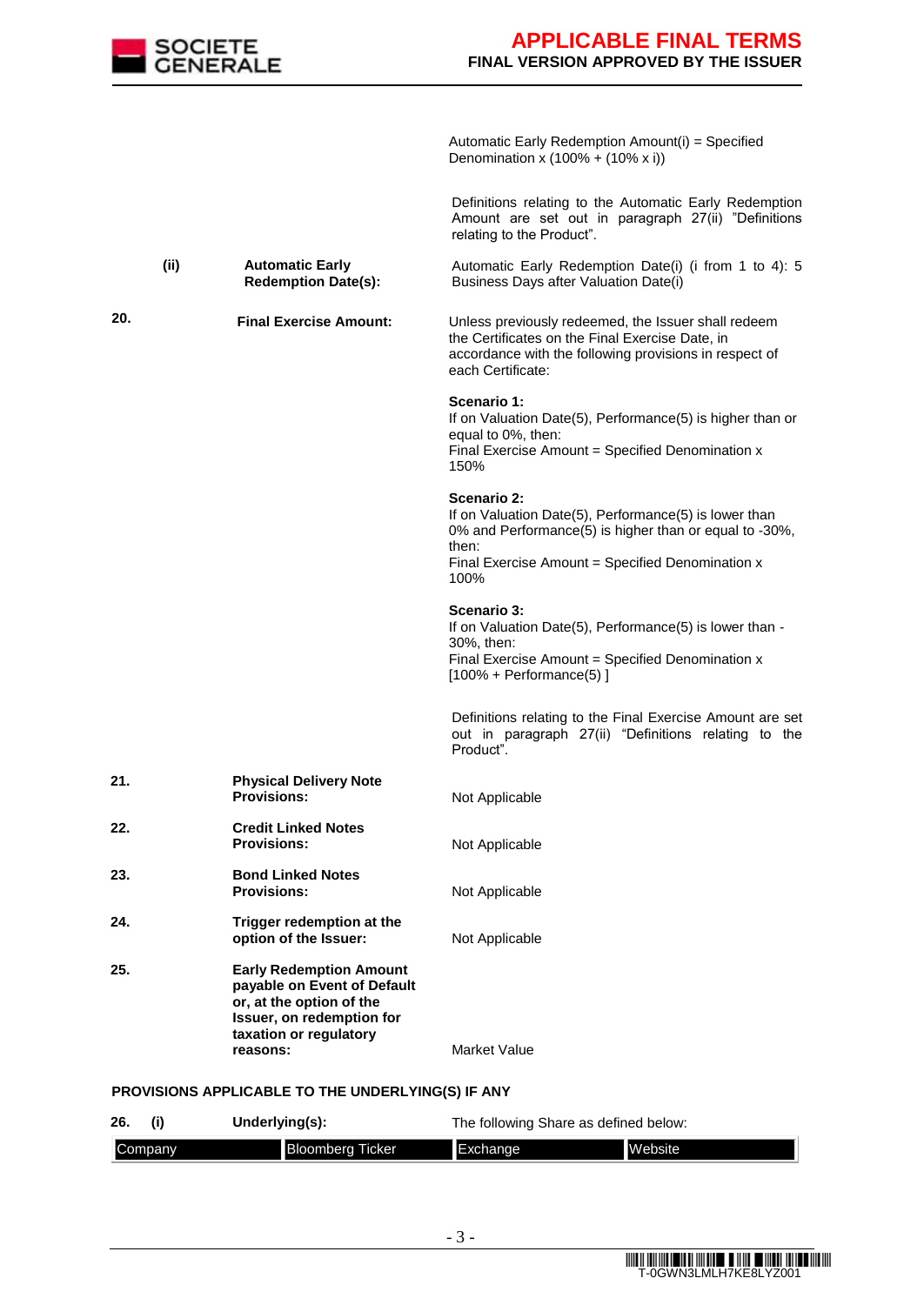| | | | |
|---|---|---|---|
| | | | Automatic Early Redemption Amount(i) = Specified Denomination x (100% + (10% x i)) |
| | | | Definitions relating to the Automatic Early Redemption Amount are set out in paragraph 27(ii) "Definitions relating to the Product". |
| | **(ii)** | **Automatic Early Redemption Date(s):** | Automatic Early Redemption Date(i) (i from 1 to 4): 5 Business Days after Valuation Date(i) |
| **20.** | | **Final Exercise Amount:** | Unless previously redeemed, the Issuer shall redeem the Certificates on the Final Exercise Date, in accordance with the following provisions in respect of each Certificate:<br><br>**Scenario 1:**<br>If on Valuation Date(5), Performance(5) is higher than or equal to 0%, then:<br>Final Exercise Amount = Specified Denomination x 150%<br><br>**Scenario 2:**<br>If on Valuation Date(5), Performance(5) is lower than 0% and Performance(5) is higher than or equal to -30%, then:<br>Final Exercise Amount = Specified Denomination x 100%<br><br>**Scenario 3:**<br>If on Valuation Date(5), Performance(5) is lower than -30%, then:<br>Final Exercise Amount = Specified Denomination x [100% + Performance(5) ]<br><br>Definitions relating to the Final Exercise Amount are set out in paragraph 27(ii) "Definitions relating to the Product". |
| **21.** | | **Physical Delivery Note Provisions:** | Not Applicable |
| **22.** | | **Credit Linked Notes Provisions:** | Not Applicable |
| **23.** | | **Bond Linked Notes Provisions:** | Not Applicable |
| **24.** | | **Trigger redemption at the option of the Issuer:** | Not Applicable |
| **25.** | | **Early Redemption Amount payable on Event of Default or, at the option of the Issuer, on redemption for taxation or regulatory reasons:** | Market Value |

**PROVISIONS APPLICABLE TO THE UNDERLYING(S) IF ANY**

**26. (i) Underlying(s):** The following Share as defined below:

| Company | Bloomberg Ticker | Exchange | Website |
|---|---|---|---|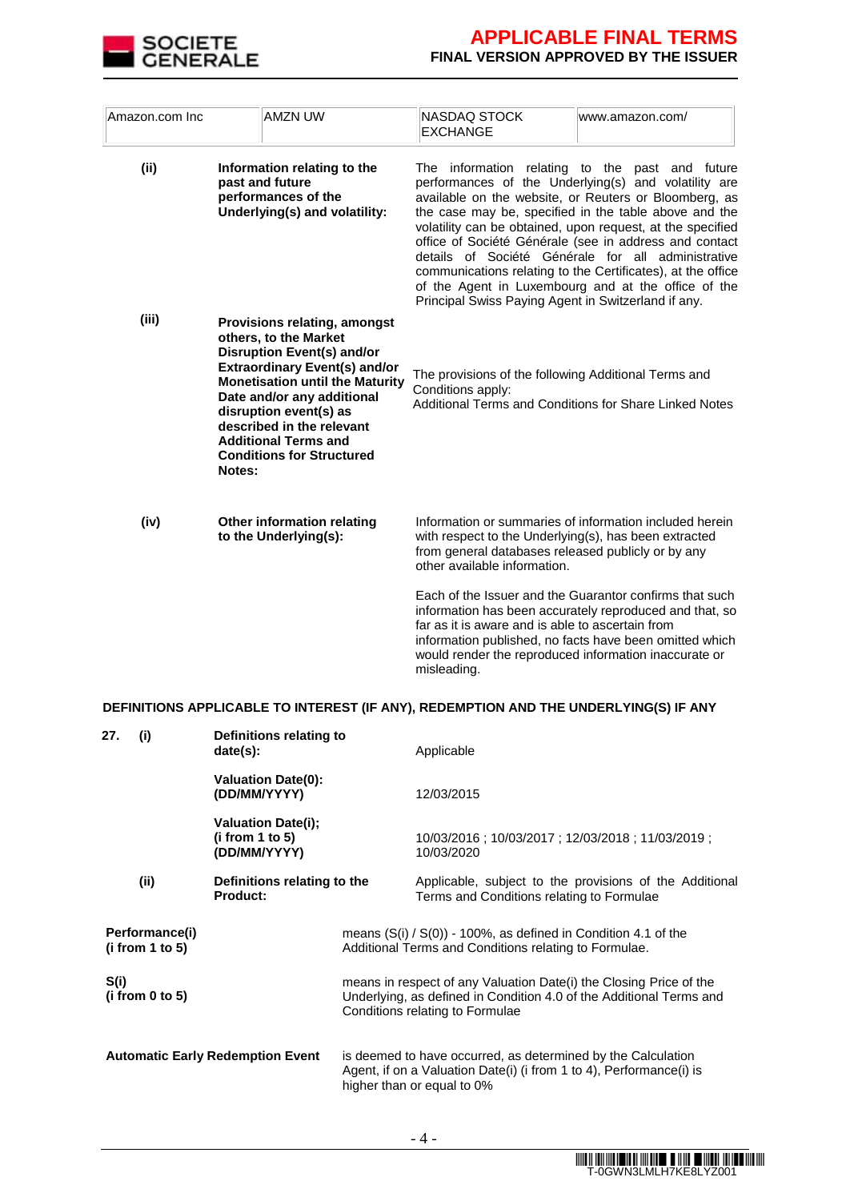| Amazon.com Inc | AMZN UW | NASDAQ STOCK EXCHANGE | www.amazon.com/ |
|---|---|---|---|

**(ii)** **Information relating to the past and future performances of the Underlying(s) and volatility:**

The information relating to the past and future performances of the Underlying(s) and volatility are available on the website, or Reuters or Bloomberg, as the case may be, specified in the table above and the volatility can be obtained, upon request, at the specified office of Société Générale (see in address and contact details of Société Générale for all administrative communications relating to the Certificates), at the office of the Agent in Luxembourg and at the office of the Principal Swiss Paying Agent in Switzerland if any.

**(iii)** **Provisions relating, amongst others, to the Market Disruption Event(s) and/or Extraordinary Event(s) and/or Monetisation until the Maturity Date and/or any additional disruption event(s) as described in the relevant Additional Terms and Conditions for Structured Notes:**

The provisions of the following Additional Terms and Conditions apply:
Additional Terms and Conditions for Share Linked Notes

**(iv)** **Other information relating to the Underlying(s):**

Information or summaries of information included herein with respect to the Underlying(s), has been extracted from general databases released publicly or by any other available information.

Each of the Issuer and the Guarantor confirms that such information has been accurately reproduced and that, so far as it is aware and is able to ascertain from information published, no facts have been omitted which would render the reproduced information inaccurate or misleading.

**DEFINITIONS APPLICABLE TO INTEREST (IF ANY), REDEMPTION AND THE UNDERLYING(S) IF ANY**

**27. (i)** **Definitions relating to date(s):** Applicable

**Valuation Date(0): (DD/MM/YYYY)** 12/03/2015

**Valuation Date(i); (i from 1 to 5) (DD/MM/YYYY)** 10/03/2016 ; 10/03/2017 ; 12/03/2018 ; 11/03/2019 ; 10/03/2020

**(ii)** **Definitions relating to the Product:** Applicable, subject to the provisions of the Additional Terms and Conditions relating to Formulae

**Performance(i) (i from 1 to 5)**
means (S(i) / S(0)) - 100%, as defined in Condition 4.1 of the Additional Terms and Conditions relating to Formulae.

**S(i) (i from 0 to 5)**
means in respect of any Valuation Date(i) the Closing Price of the Underlying, as defined in Condition 4.0 of the Additional Terms and Conditions relating to Formulae

**Automatic Early Redemption Event**
is deemed to have occurred, as determined by the Calculation Agent, if on a Valuation Date(i) (i from 1 to 4), Performance(i) is higher than or equal to 0%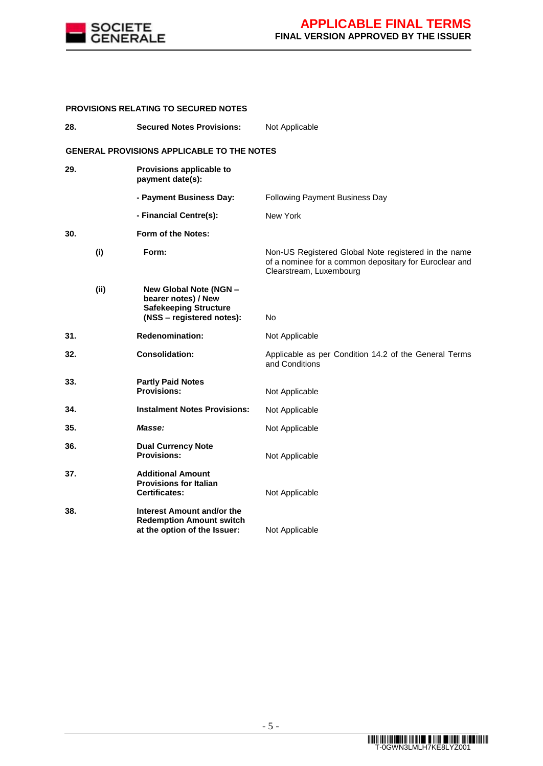**PROVISIONS RELATING TO SECURED NOTES**

| | | | |
|---|---|---|---|
| **28.** | | **Secured Notes Provisions:** | Not Applicable |

**GENERAL PROVISIONS APPLICABLE TO THE NOTES**

| | | | |
|---|---|---|---|
| **29.** | | **Provisions applicable to payment date(s):** | |
| | | **- Payment Business Day:** | Following Payment Business Day |
| | | **- Financial Centre(s):** | New York |
| **30.** | | **Form of the Notes:** | |
| | **(i)** | **Form:** | Non-US Registered Global Note registered in the name of a nominee for a common depositary for Euroclear and Clearstream, Luxembourg |
| | **(ii)** | **New Global Note (NGN – bearer notes) / New Safekeeping Structure (NSS – registered notes):** | No |
| **31.** | | **Redenomination:** | Not Applicable |
| **32.** | | **Consolidation:** | Applicable as per Condition 14.2 of the General Terms and Conditions |
| **33.** | | **Partly Paid Notes Provisions:** | Not Applicable |
| **34.** | | **Instalment Notes Provisions:** | Not Applicable |
| **35.** | | ***Masse:*** | Not Applicable |
| **36.** | | **Dual Currency Note Provisions:** | Not Applicable |
| **37.** | | **Additional Amount Provisions for Italian Certificates:** | Not Applicable |
| **38.** | | **Interest Amount and/or the Redemption Amount switch at the option of the Issuer:** | Not Applicable |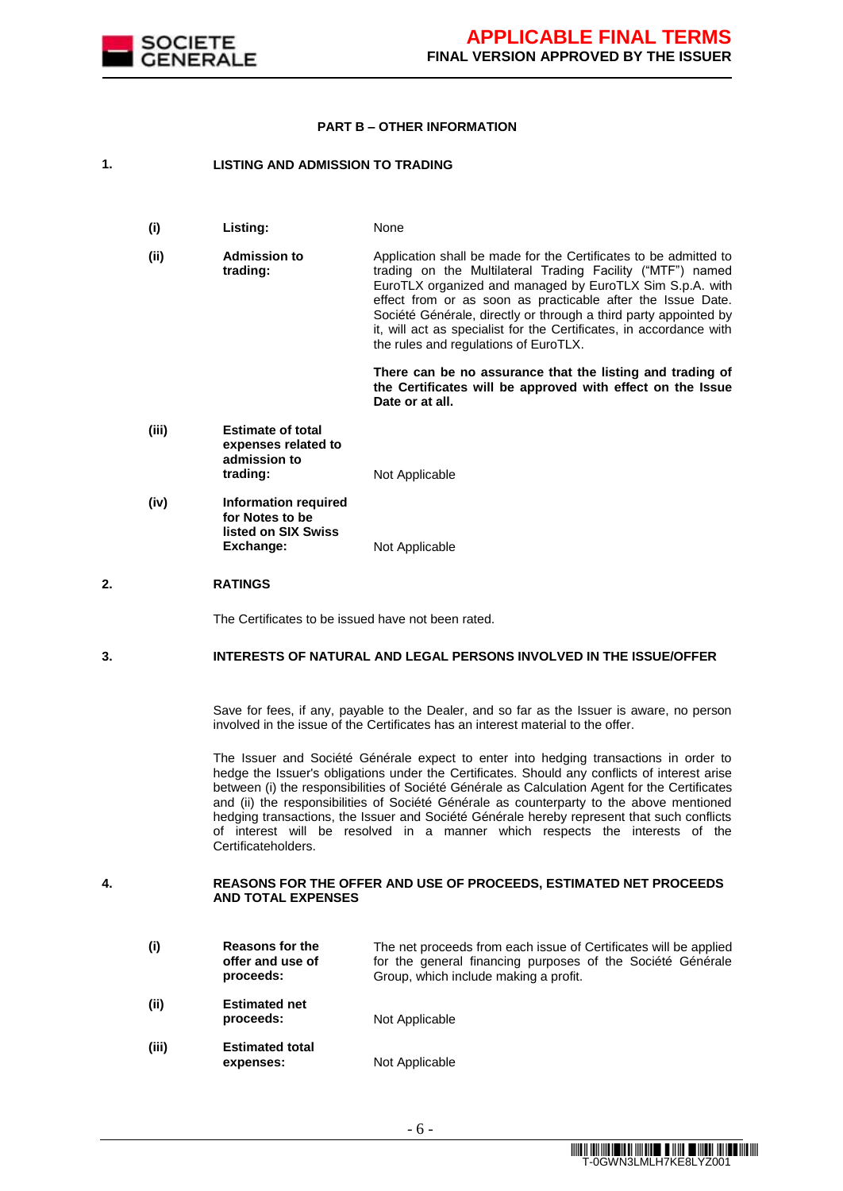## PART B – OTHER INFORMATION

### 1. LISTING AND ADMISSION TO TRADING

| | | |
|---|---|---|
| (i) | **Listing:** | None |
| (ii) | **Admission to trading:** | Application shall be made for the Certificates to be admitted to trading on the Multilateral Trading Facility ("MTF") named EuroTLX organized and managed by EuroTLX Sim S.p.A. with effect from or as soon as practicable after the Issue Date. Société Générale, directly or through a third party appointed by it, will act as specialist for the Certificates, in accordance with the rules and regulations of EuroTLX.<br><br>**There can be no assurance that the listing and trading of the Certificates will be approved with effect on the Issue Date or at all.** |
| (iii) | **Estimate of total expenses related to admission to trading:** | Not Applicable |
| (iv) | **Information required for Notes to be listed on SIX Swiss Exchange:** | Not Applicable |

### 2. RATINGS

The Certificates to be issued have not been rated.

### 3. INTERESTS OF NATURAL AND LEGAL PERSONS INVOLVED IN THE ISSUE/OFFER

Save for fees, if any, payable to the Dealer, and so far as the Issuer is aware, no person involved in the issue of the Certificates has an interest material to the offer.

The Issuer and Société Générale expect to enter into hedging transactions in order to hedge the Issuer's obligations under the Certificates. Should any conflicts of interest arise between (i) the responsibilities of Société Générale as Calculation Agent for the Certificates and (ii) the responsibilities of Société Générale as counterparty to the above mentioned hedging transactions, the Issuer and Société Générale hereby represent that such conflicts of interest will be resolved in a manner which respects the interests of the Certificateholders.

### 4. REASONS FOR THE OFFER AND USE OF PROCEEDS, ESTIMATED NET PROCEEDS AND TOTAL EXPENSES

| | | |
|---|---|---|
| (i) | **Reasons for the offer and use of proceeds:** | The net proceeds from each issue of Certificates will be applied for the general financing purposes of the Société Générale Group, which include making a profit. |
| (ii) | **Estimated net proceeds:** | Not Applicable |
| (iii) | **Estimated total expenses:** | Not Applicable |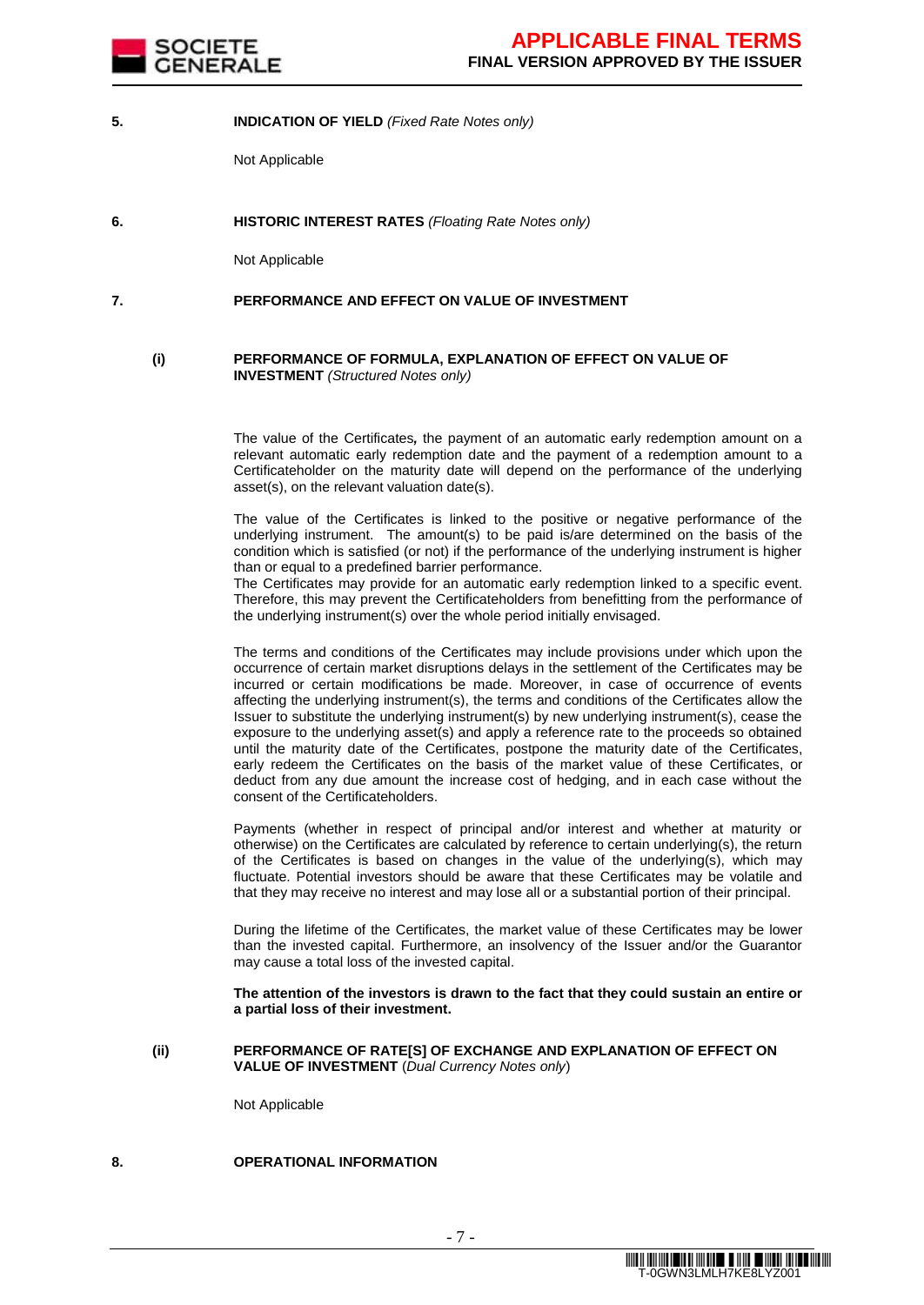**5.** **INDICATION OF YIELD** *(Fixed Rate Notes only)*

Not Applicable

**6.** **HISTORIC INTEREST RATES** *(Floating Rate Notes only)*

Not Applicable

**7.** **PERFORMANCE AND EFFECT ON VALUE OF INVESTMENT**

**(i)** **PERFORMANCE OF FORMULA, EXPLANATION OF EFFECT ON VALUE OF INVESTMENT** *(Structured Notes only)*

The value of the Certificates*,* the payment of an automatic early redemption amount on a relevant automatic early redemption date and the payment of a redemption amount to a Certificateholder on the maturity date will depend on the performance of the underlying asset(s), on the relevant valuation date(s).

The value of the Certificates is linked to the positive or negative performance of the underlying instrument. The amount(s) to be paid is/are determined on the basis of the condition which is satisfied (or not) if the performance of the underlying instrument is higher than or equal to a predefined barrier performance.
The Certificates may provide for an automatic early redemption linked to a specific event. Therefore, this may prevent the Certificateholders from benefitting from the performance of the underlying instrument(s) over the whole period initially envisaged.

The terms and conditions of the Certificates may include provisions under which upon the occurrence of certain market disruptions delays in the settlement of the Certificates may be incurred or certain modifications be made. Moreover, in case of occurrence of events affecting the underlying instrument(s), the terms and conditions of the Certificates allow the Issuer to substitute the underlying instrument(s) by new underlying instrument(s), cease the exposure to the underlying asset(s) and apply a reference rate to the proceeds so obtained until the maturity date of the Certificates, postpone the maturity date of the Certificates, early redeem the Certificates on the basis of the market value of these Certificates, or deduct from any due amount the increase cost of hedging, and in each case without the consent of the Certificateholders.

Payments (whether in respect of principal and/or interest and whether at maturity or otherwise) on the Certificates are calculated by reference to certain underlying(s), the return of the Certificates is based on changes in the value of the underlying(s), which may fluctuate. Potential investors should be aware that these Certificates may be volatile and that they may receive no interest and may lose all or a substantial portion of their principal.

During the lifetime of the Certificates, the market value of these Certificates may be lower than the invested capital. Furthermore, an insolvency of the Issuer and/or the Guarantor may cause a total loss of the invested capital.

**The attention of the investors is drawn to the fact that they could sustain an entire or a partial loss of their investment.**

**(ii)** **PERFORMANCE OF RATE[S] OF EXCHANGE AND EXPLANATION OF EFFECT ON VALUE OF INVESTMENT** (*Dual Currency Notes only*)

Not Applicable

**8.** **OPERATIONAL INFORMATION**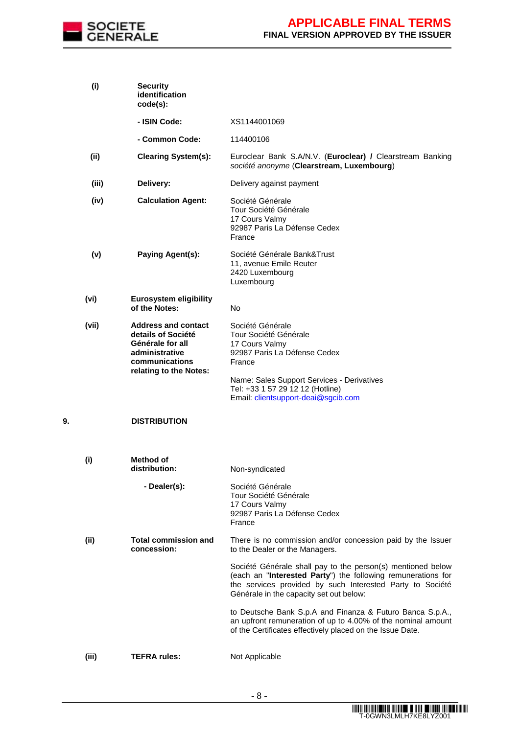| | | |
|---|---|---|
| **(i)** | **Security identification code(s):** | |
| | **- ISIN Code:** | XS1144001069 |
| | **- Common Code:** | 114400106 |
| **(ii)** | **Clearing System(s):** | Euroclear Bank S.A/N.V. (**Euroclear) /** Clearstream Banking *société anonyme* (**Clearstream, Luxembourg**) |
| **(iii)** | **Delivery:** | Delivery against payment |
| **(iv)** | **Calculation Agent:** | Société Générale<br>Tour Société Générale<br>17 Cours Valmy<br>92987 Paris La Défense Cedex<br>France |
| **(v)** | **Paying Agent(s):** | Société Générale Bank&Trust<br>11, avenue Emile Reuter<br>2420 Luxembourg<br>Luxembourg |
| **(vi)** | **Eurosystem eligibility of the Notes:** | No |
| **(vii)** | **Address and contact details of Société Générale for all administrative communications relating to the Notes:** | Société Générale<br>Tour Société Générale<br>17 Cours Valmy<br>92987 Paris La Défense Cedex<br>France<br><br>Name: Sales Support Services - Derivatives<br>Tel: +33 1 57 29 12 12 (Hotline)<br>Email: clientsupport-deai@sgcib.com |

## 9. DISTRIBUTION

| | | |
|---|---|---|
| **(i)** | **Method of distribution:** | Non-syndicated |
| | **- Dealer(s):** | Société Générale<br>Tour Société Générale<br>17 Cours Valmy<br>92987 Paris La Défense Cedex<br>France |
| **(ii)** | **Total commission and concession:** | There is no commission and/or concession paid by the Issuer to the Dealer or the Managers.<br><br>Société Générale shall pay to the person(s) mentioned below (each an "**Interested Party**") the following remunerations for the services provided by such Interested Party to Société Générale in the capacity set out below:<br><br>to Deutsche Bank S.p.A and Finanza & Futuro Banca S.p.A., an upfront remuneration of up to 4.00% of the nominal amount of the Certificates effectively placed on the Issue Date. |
| **(iii)** | **TEFRA rules:** | Not Applicable |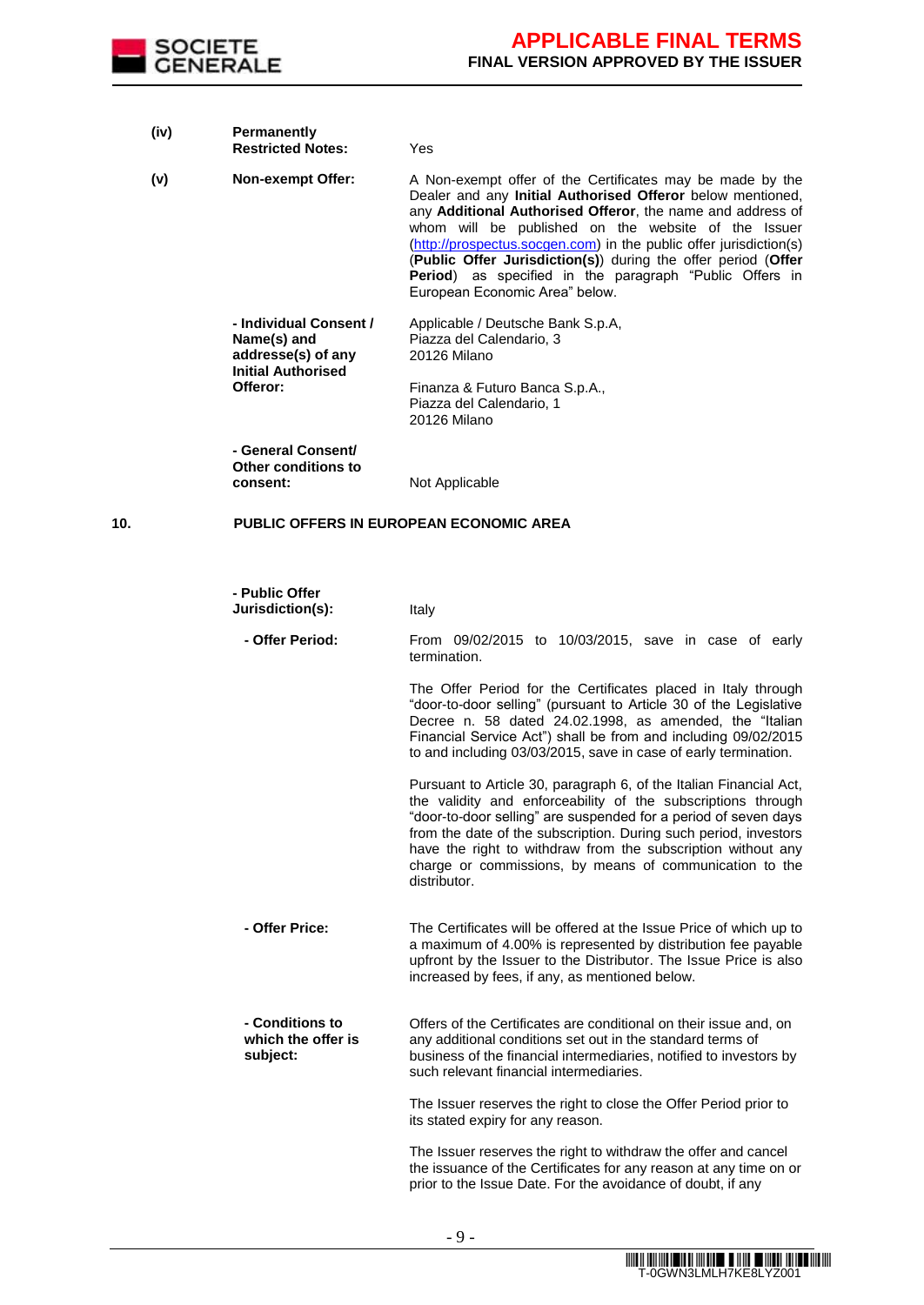| | | |
|---|---|---|
| **(iv)** | **Permanently Restricted Notes:** | Yes |
| **(v)** | **Non-exempt Offer:** | A Non-exempt offer of the Certificates may be made by the Dealer and any **Initial Authorised Offeror** below mentioned, any **Additional Authorised Offeror**, the name and address of whom will be published on the website of the Issuer (http://prospectus.socgen.com) in the public offer jurisdiction(s) (**Public Offer Jurisdiction(s)**) during the offer period (**Offer Period**) as specified in the paragraph "Public Offers in European Economic Area" below. |
| | **- Individual Consent / Name(s) and addresse(s) of any Initial Authorised Offeror:** | Applicable / Deutsche Bank S.p.A, Piazza del Calendario, 3 20126 Milano<br><br>Finanza & Futuro Banca S.p.A., Piazza del Calendario, 1 20126 Milano |
| | **- General Consent/ Other conditions to consent:** | Not Applicable |

## 10. PUBLIC OFFERS IN EUROPEAN ECONOMIC AREA

| | |
|---|---|
| **- Public Offer Jurisdiction(s):** | Italy |
| **- Offer Period:** | From 09/02/2015 to 10/03/2015, save in case of early termination.<br><br>The Offer Period for the Certificates placed in Italy through "door-to-door selling" (pursuant to Article 30 of the Legislative Decree n. 58 dated 24.02.1998, as amended, the "Italian Financial Service Act") shall be from and including 09/02/2015 to and including 03/03/2015, save in case of early termination.<br><br>Pursuant to Article 30, paragraph 6, of the Italian Financial Act, the validity and enforceability of the subscriptions through "door-to-door selling" are suspended for a period of seven days from the date of the subscription. During such period, investors have the right to withdraw from the subscription without any charge or commissions, by means of communication to the distributor. |
| **- Offer Price:** | The Certificates will be offered at the Issue Price of which up to a maximum of 4.00% is represented by distribution fee payable upfront by the Issuer to the Distributor. The Issue Price is also increased by fees, if any, as mentioned below. |
| **- Conditions to which the offer is subject:** | Offers of the Certificates are conditional on their issue and, on any additional conditions set out in the standard terms of business of the financial intermediaries, notified to investors by such relevant financial intermediaries.<br><br>The Issuer reserves the right to close the Offer Period prior to its stated expiry for any reason.<br><br>The Issuer reserves the right to withdraw the offer and cancel the issuance of the Certificates for any reason at any time on or prior to the Issue Date. For the avoidance of doubt, if any |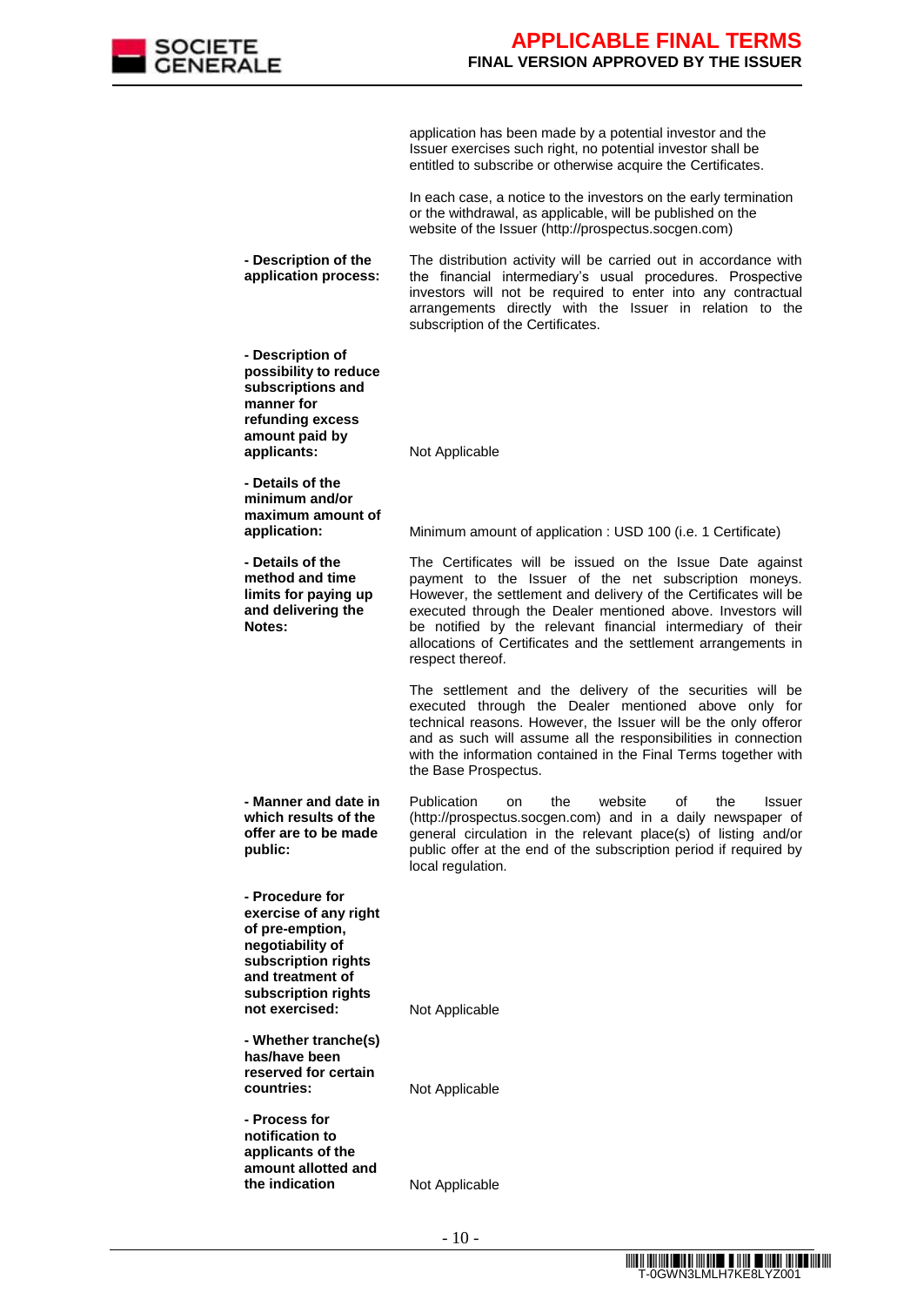| | |
|---|---|
| | application has been made by a potential investor and the Issuer exercises such right, no potential investor shall be entitled to subscribe or otherwise acquire the Certificates.<br><br>In each case, a notice to the investors on the early termination or the withdrawal, as applicable, will be published on the website of the Issuer (http://prospectus.socgen.com) |
| **- Description of the application process:** | The distribution activity will be carried out in accordance with the financial intermediary's usual procedures. Prospective investors will not be required to enter into any contractual arrangements directly with the Issuer in relation to the subscription of the Certificates. |
| **- Description of possibility to reduce subscriptions and manner for refunding excess amount paid by applicants:** | Not Applicable |
| **- Details of the minimum and/or maximum amount of application:** | Minimum amount of application : USD 100 (i.e. 1 Certificate) |
| **- Details of the method and time limits for paying up and delivering the Notes:** | The Certificates will be issued on the Issue Date against payment to the Issuer of the net subscription moneys. However, the settlement and delivery of the Certificates will be executed through the Dealer mentioned above. Investors will be notified by the relevant financial intermediary of their allocations of Certificates and the settlement arrangements in respect thereof.<br><br>The settlement and the delivery of the securities will be executed through the Dealer mentioned above only for technical reasons. However, the Issuer will be the only offeror and as such will assume all the responsibilities in connection with the information contained in the Final Terms together with the Base Prospectus. |
| **- Manner and date in which results of the offer are to be made public:** | Publication on the website of the Issuer (http://prospectus.socgen.com) and in a daily newspaper of general circulation in the relevant place(s) of listing and/or public offer at the end of the subscription period if required by local regulation. |
| **- Procedure for exercise of any right of pre-emption, negotiability of subscription rights and treatment of subscription rights not exercised:** | Not Applicable |
| **- Whether tranche(s) has/have been reserved for certain countries:** | Not Applicable |
| **- Process for notification to applicants of the amount allotted and the indication** | Not Applicable |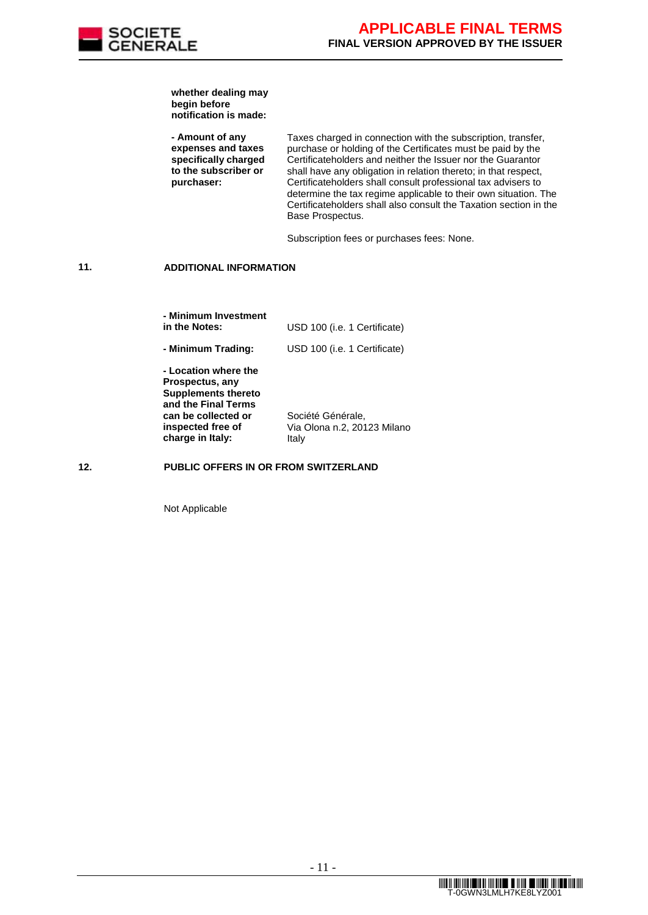| | |
|---|---|
| **whether dealing may begin before notification is made:** | |
| **- Amount of any expenses and taxes specifically charged to the subscriber or purchaser:** | Taxes charged in connection with the subscription, transfer, purchase or holding of the Certificates must be paid by the Certificateholders and neither the Issuer nor the Guarantor shall have any obligation in relation thereto; in that respect, Certificateholders shall consult professional tax advisers to determine the tax regime applicable to their own situation. The Certificateholders shall also consult the Taxation section in the Base Prospectus.<br><br>Subscription fees or purchases fees: None. |

## 11. ADDITIONAL INFORMATION

| | |
|---|---|
| **- Minimum Investment in the Notes:** | USD 100 (i.e. 1 Certificate) |
| **- Minimum Trading:** | USD 100 (i.e. 1 Certificate) |
| **- Location where the Prospectus, any Supplements thereto and the Final Terms can be collected or inspected free of charge in Italy:** | Société Générale,<br>Via Olona n.2, 20123 Milano<br>Italy |

## 12. PUBLIC OFFERS IN OR FROM SWITZERLAND

Not Applicable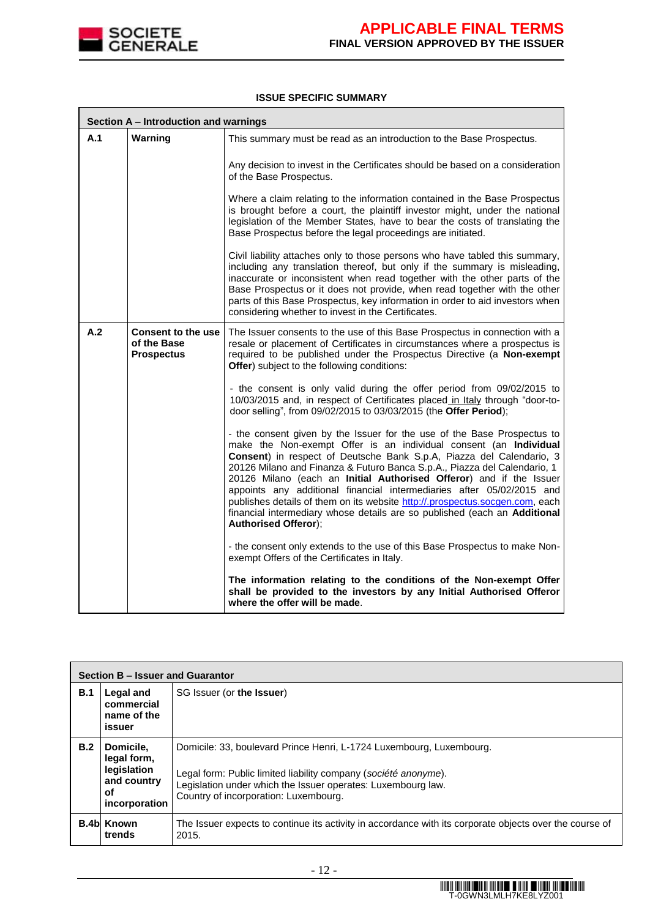## ISSUE SPECIFIC SUMMARY

| Section A – Introduction and warnings | | |
|---|---|---|
| **A.1** | **Warning** | This summary must be read as an introduction to the Base Prospectus.<br><br>Any decision to invest in the Certificates should be based on a consideration of the Base Prospectus.<br><br>Where a claim relating to the information contained in the Base Prospectus is brought before a court, the plaintiff investor might, under the national legislation of the Member States, have to bear the costs of translating the Base Prospectus before the legal proceedings are initiated.<br><br>Civil liability attaches only to those persons who have tabled this summary, including any translation thereof, but only if the summary is misleading, inaccurate or inconsistent when read together with the other parts of the Base Prospectus or it does not provide, when read together with the other parts of this Base Prospectus, key information in order to aid investors when considering whether to invest in the Certificates. |
| **A.2** | **Consent to the use of the Base Prospectus** | The Issuer consents to the use of this Base Prospectus in connection with a resale or placement of Certificates in circumstances where a prospectus is required to be published under the Prospectus Directive (a **Non-exempt Offer**) subject to the following conditions:<br><br>- the consent is only valid during the offer period from 09/02/2015 to 10/03/2015 and, in respect of Certificates placed in Italy through "door-to-door selling", from 09/02/2015 to 03/03/2015 (the **Offer Period**);<br><br>- the consent given by the Issuer for the use of the Base Prospectus to make the Non-exempt Offer is an individual consent (an **Individual Consent**) in respect of Deutsche Bank S.p.A, Piazza del Calendario, 3 20126 Milano and Finanza & Futuro Banca S.p.A., Piazza del Calendario, 1 20126 Milano (each an **Initial Authorised Offeror**) and if the Issuer appoints any additional financial intermediaries after 05/02/2015 and publishes details of them on its website http://.prospectus.socgen.com, each financial intermediary whose details are so published (each an **Additional Authorised Offeror**);<br><br>- the consent only extends to the use of this Base Prospectus to make Non-exempt Offers of the Certificates in Italy.<br><br>**The information relating to the conditions of the Non-exempt Offer shall be provided to the investors by any Initial Authorised Offeror where the offer will be made**. |

| Section B – Issuer and Guarantor | | |
|---|---|---|
| **B.1** | **Legal and commercial name of the issuer** | SG Issuer (or **the Issuer**) |
| **B.2** | **Domicile, legal form, legislation and country of incorporation** | Domicile: 33, boulevard Prince Henri, L-1724 Luxembourg, Luxembourg.<br><br>Legal form: Public limited liability company (*société anonyme*).<br>Legislation under which the Issuer operates: Luxembourg law.<br>Country of incorporation: Luxembourg. |
| **B.4b** | **Known trends** | The Issuer expects to continue its activity in accordance with its corporate objects over the course of 2015. |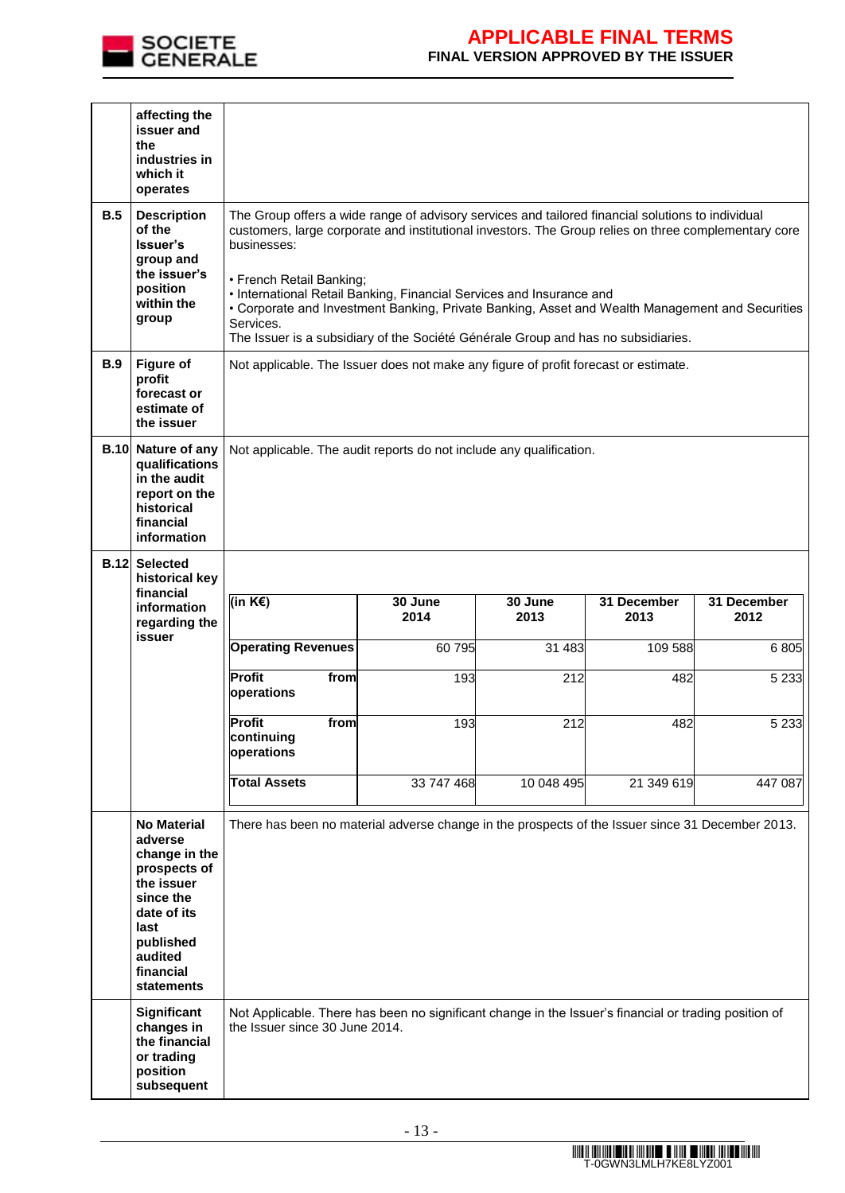| | | |
|---|---|---|
| | **affecting the issuer and the industries in which it operates** | |
| **B.5** | **Description of the Issuer's group and the issuer's position within the group** | The Group offers a wide range of advisory services and tailored financial solutions to individual customers, large corporate and institutional investors. The Group relies on three complementary core businesses:<br><br>• French Retail Banking;<br>• International Retail Banking, Financial Services and Insurance and<br>• Corporate and Investment Banking, Private Banking, Asset and Wealth Management and Securities Services.<br>The Issuer is a subsidiary of the Société Générale Group and has no subsidiaries. |
| **B.9** | **Figure of profit forecast or estimate of the issuer** | Not applicable. The Issuer does not make any figure of profit forecast or estimate. |
| **B.10** | **Nature of any qualifications in the audit report on the historical financial information** | Not applicable. The audit reports do not include any qualification. |
| **B.12** | **Selected historical key financial information regarding the issuer** | (see table below) |
| | **No Material adverse change in the prospects of the issuer since the date of its last published audited financial statements** | There has been no material adverse change in the prospects of the Issuer since 31 December 2013. |
| | **Significant changes in the financial or trading position subsequent** | Not Applicable. There has been no significant change in the Issuer's financial or trading position of the Issuer since 30 June 2014. |

**B.12 – Selected historical key financial information regarding the issuer:**

| (in K€) | 30 June 2014 | 30 June 2013 | 31 December 2013 | 31 December 2012 |
|---|---|---|---|---|
| **Operating Revenues** | 60 795 | 31 483 | 109 588 | 6 805 |
| **Profit from operations** | 193 | 212 | 482 | 5 233 |
| **Profit from continuing operations** | 193 | 212 | 482 | 5 233 |
| **Total Assets** | 33 747 468 | 10 048 495 | 21 349 619 | 447 087 |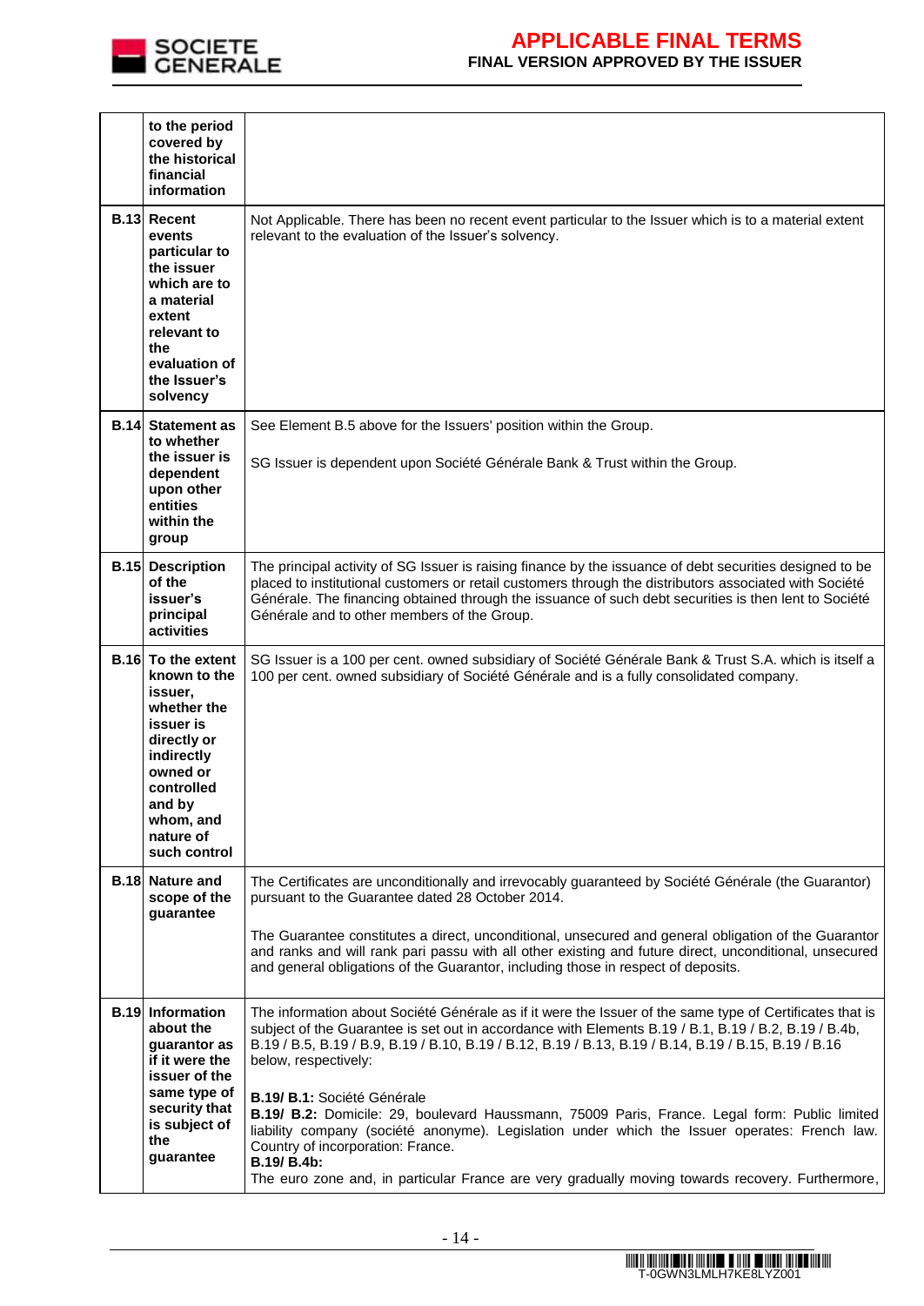|  |  |  |
|---|---|---|
|  | **to the period covered by the historical financial information** |  |
| **B.13** | **Recent events particular to the issuer which are to a material extent relevant to the evaluation of the Issuer's solvency** | Not Applicable. There has been no recent event particular to the Issuer which is to a material extent relevant to the evaluation of the Issuer's solvency. |
| **B.14** | **Statement as to whether the issuer is dependent upon other entities within the group** | See Element B.5 above for the Issuers' position within the Group.<br><br>SG Issuer is dependent upon Société Générale Bank & Trust within the Group. |
| **B.15** | **Description of the issuer's principal activities** | The principal activity of SG Issuer is raising finance by the issuance of debt securities designed to be placed to institutional customers or retail customers through the distributors associated with Société Générale. The financing obtained through the issuance of such debt securities is then lent to Société Générale and to other members of the Group. |
| **B.16** | **To the extent known to the issuer, whether the issuer is directly or indirectly owned or controlled and by whom, and nature of such control** | SG Issuer is a 100 per cent. owned subsidiary of Société Générale Bank & Trust S.A. which is itself a 100 per cent. owned subsidiary of Société Générale and is a fully consolidated company. |
| **B.18** | **Nature and scope of the guarantee** | The Certificates are unconditionally and irrevocably guaranteed by Société Générale (the Guarantor) pursuant to the Guarantee dated 28 October 2014.<br><br>The Guarantee constitutes a direct, unconditional, unsecured and general obligation of the Guarantor and ranks and will rank pari passu with all other existing and future direct, unconditional, unsecured and general obligations of the Guarantor, including those in respect of deposits. |
| **B.19** | **Information about the guarantor as if it were the issuer of the same type of security that is subject of the guarantee** | The information about Société Générale as if it were the Issuer of the same type of Certificates that is subject of the Guarantee is set out in accordance with Elements B.19 / B.1, B.19 / B.2, B.19 / B.4b, B.19 / B.5, B.19 / B.9, B.19 / B.10, B.19 / B.12, B.19 / B.13, B.19 / B.14, B.19 / B.15, B.19 / B.16 below, respectively:<br><br>**B.19/ B.1:** Société Générale<br>**B.19/ B.2:** Domicile: 29, boulevard Haussmann, 75009 Paris, France. Legal form: Public limited liability company (société anonyme). Legislation under which the Issuer operates: French law. Country of incorporation: France.<br>**B.19/ B.4b:**<br>The euro zone and, in particular France are very gradually moving towards recovery. Furthermore, |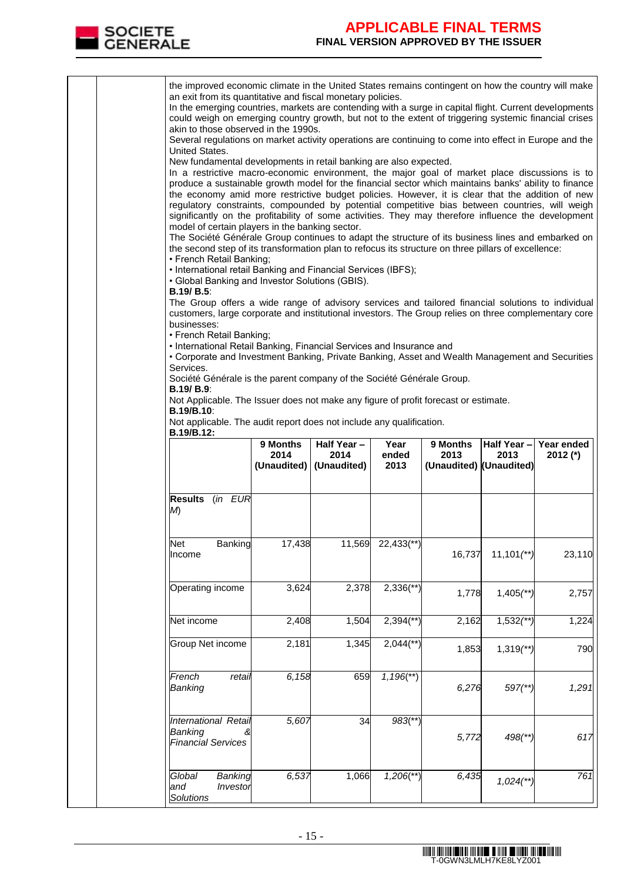the improved economic climate in the United States remains contingent on how the country will make an exit from its quantitative and fiscal monetary policies.

In the emerging countries, markets are contending with a surge in capital flight. Current developments could weigh on emerging country growth, but not to the extent of triggering systemic financial crises akin to those observed in the 1990s.

Several regulations on market activity operations are continuing to come into effect in Europe and the United States.

New fundamental developments in retail banking are also expected.

In a restrictive macro-economic environment, the major goal of market place discussions is to produce a sustainable growth model for the financial sector which maintains banks' ability to finance the economy amid more restrictive budget policies. However, it is clear that the addition of new regulatory constraints, compounded by potential competitive bias between countries, will weigh significantly on the profitability of some activities. They may therefore influence the development model of certain players in the banking sector.

The Société Générale Group continues to adapt the structure of its business lines and embarked on the second step of its transformation plan to refocus its structure on three pillars of excellence:

• French Retail Banking;
• International retail Banking and Financial Services (IBFS);
• Global Banking and Investor Solutions (GBIS).

**B.19/ B.5**:

The Group offers a wide range of advisory services and tailored financial solutions to individual customers, large corporate and institutional investors. The Group relies on three complementary core businesses:

• French Retail Banking;
• International Retail Banking, Financial Services and Insurance and
• Corporate and Investment Banking, Private Banking, Asset and Wealth Management and Securities Services.

Société Générale is the parent company of the Société Générale Group.

**B.19/ B.9**:

Not Applicable. The Issuer does not make any figure of profit forecast or estimate.

**B.19/B.10**:

Not applicable. The audit report does not include any qualification.

**B.19/B.12:**

| | **9 Months 2014 (Unaudited)** | **Half Year – 2014 (Unaudited)** | **Year ended 2013** | **9 Months 2013 (Unaudited)** | **Half Year – 2013 (Unaudited)** | **Year ended 2012 (*)** |
|---|---|---|---|---|---|---|
| **Results** *(in EUR M)* | | | | | | |
| Net Banking Income | 17,438 | 11,569 | 22,433(**) | 16,737 | 11,101(**) | 23,110 |
| Operating income | 3,624 | 2,378 | 2,336(**) | 1,778 | 1,405(**) | 2,757 |
| Net income | 2,408 | 1,504 | 2,394(**) | 2,162 | 1,532(**) | 1,224 |
| Group Net income | 2,181 | 1,345 | 2,044(**) | 1,853 | 1,319(**) | 790 |
| *French retail Banking* | *6,158* | 659 | *1,196(**)* | *6,276* | *597(**)* | *1,291* |
| *International Retail Banking & Financial Services* | *5,607* | 34 | *983(**)* | *5,772* | *498(**)* | *617* |
| *Global Banking and Investor Solutions* | *6,537* | 1,066 | *1,206(**)* | *6,435* | *1,024(**)* | *761* |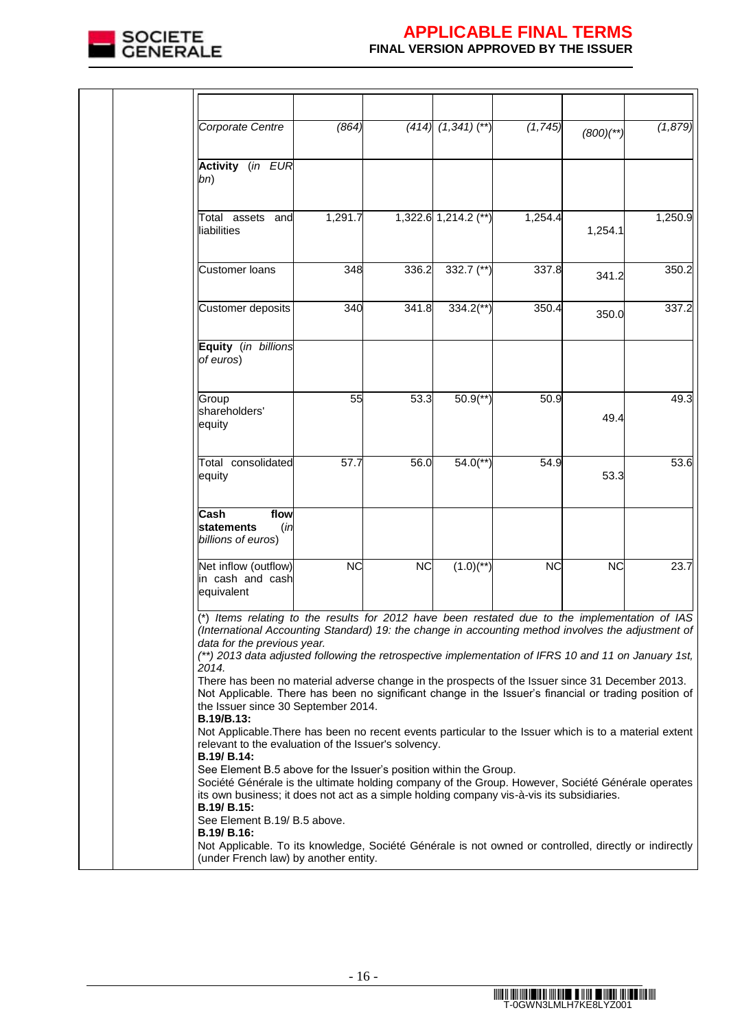| | | | | | |
|---|---|---|---|---|---|
| *Corporate Centre* | *(864)* | *(414)* | *(1,341) (**)* | *(1,745)* | *(800)(**)* | *(1,879)* |
| **Activity** *(in EUR bn)* | | | | | | |
| Total assets and liabilities | 1,291.7 | 1,322.6 | 1,214.2 (**) | 1,254.4 | 1,254.1 | 1,250.9 |
| Customer loans | 348 | 336.2 | 332.7 (**) | 337.8 | 341.2 | 350.2 |
| Customer deposits | 340 | 341.8 | 334.2(**) | 350.4 | 350.0 | 337.2 |
| **Equity** *(in billions of euros)* | | | | | | |
| Group shareholders' equity | 55 | 53.3 | 50.9(**) | 50.9 | 49.4 | 49.3 |
| Total consolidated equity | 57.7 | 56.0 | 54.0(**) | 54.9 | 53.3 | 53.6 |
| **Cash flow statements** *(in billions of euros)* | | | | | | |
| Net inflow (outflow) in cash and cash equivalent | NC | NC | (1.0)(**) | NC | NC | 23.7 |

*(\*) Items relating to the results for 2012 have been restated due to the implementation of IAS (International Accounting Standard) 19: the change in accounting method involves the adjustment of data for the previous year.*

*(\*\*) 2013 data adjusted following the retrospective implementation of IFRS 10 and 11 on January 1st, 2014.*

There has been no material adverse change in the prospects of the Issuer since 31 December 2013.

Not Applicable. There has been no significant change in the Issuer's financial or trading position of the Issuer since 30 September 2014.

**B.19/B.13:**

Not Applicable.There has been no recent events particular to the Issuer which is to a material extent relevant to the evaluation of the Issuer's solvency.

**B.19/ B.14:**

See Element B.5 above for the Issuer's position within the Group.

Société Générale is the ultimate holding company of the Group. However, Société Générale operates its own business; it does not act as a simple holding company vis-à-vis its subsidiaries.

**B.19/ B.15:**

See Element B.19/ B.5 above.

**B.19/ B.16:**

Not Applicable. To its knowledge, Société Générale is not owned or controlled, directly or indirectly (under French law) by another entity.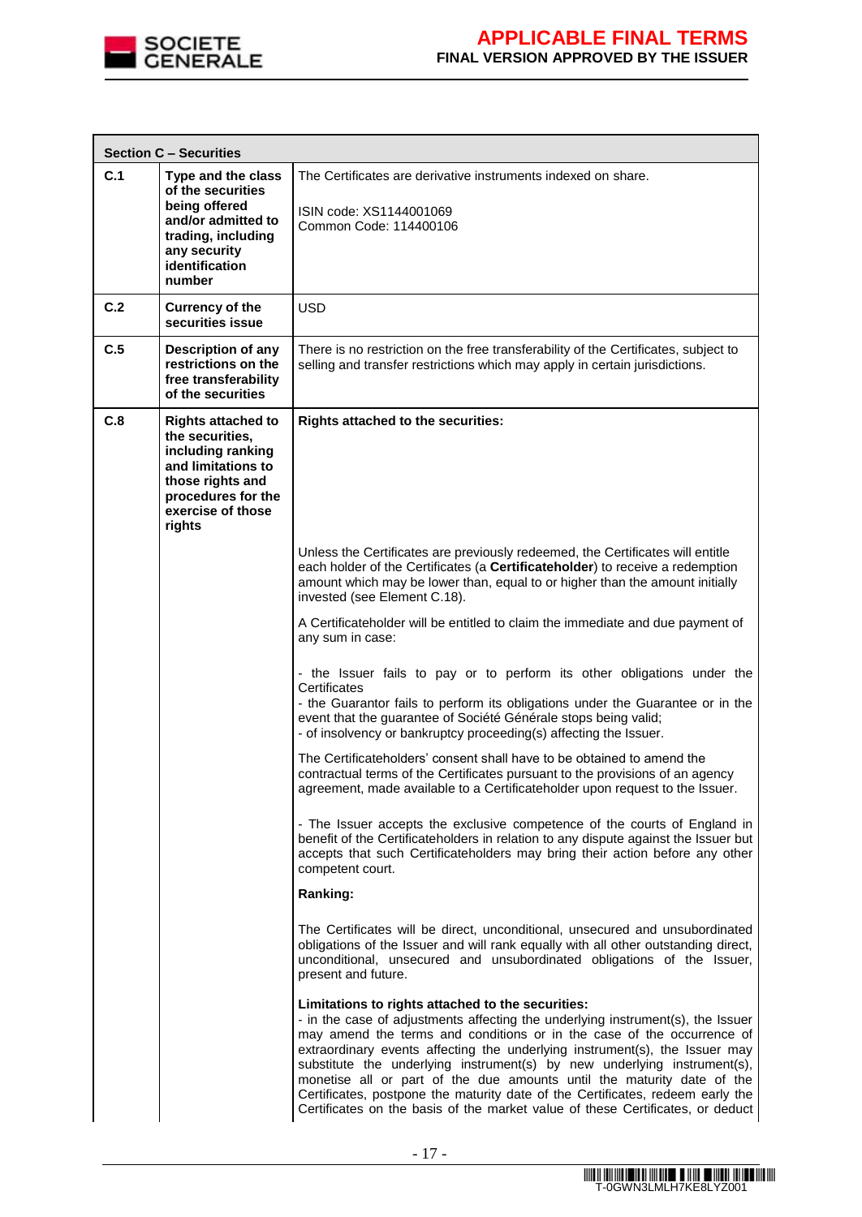| Section C – Securities | | |
|---|---|---|
| C.1 | **Type and the class of the securities being offered and/or admitted to trading, including any security identification number** | The Certificates are derivative instruments indexed on share.<br><br>ISIN code: XS1144001069<br>Common Code: 114400106 |
| C.2 | **Currency of the securities issue** | USD |
| C.5 | **Description of any restrictions on the free transferability of the securities** | There is no restriction on the free transferability of the Certificates, subject to selling and transfer restrictions which may apply in certain jurisdictions. |
| C.8 | **Rights attached to the securities, including ranking and limitations to those rights and procedures for the exercise of those rights** | **Rights attached to the securities:**<br><br>Unless the Certificates are previously redeemed, the Certificates will entitle each holder of the Certificates (a **Certificateholder**) to receive a redemption amount which may be lower than, equal to or higher than the amount initially invested (see Element C.18).<br><br>A Certificateholder will be entitled to claim the immediate and due payment of any sum in case:<br><br>- the Issuer fails to pay or to perform its other obligations under the Certificates<br>- the Guarantor fails to perform its obligations under the Guarantee or in the event that the guarantee of Société Générale stops being valid;<br>- of insolvency or bankruptcy proceeding(s) affecting the Issuer.<br><br>The Certificateholders' consent shall have to be obtained to amend the contractual terms of the Certificates pursuant to the provisions of an agency agreement, made available to a Certificateholder upon request to the Issuer.<br><br>- The Issuer accepts the exclusive competence of the courts of England in benefit of the Certificateholders in relation to any dispute against the Issuer but accepts that such Certificateholders may bring their action before any other competent court.<br><br>**Ranking:**<br><br>The Certificates will be direct, unconditional, unsecured and unsubordinated obligations of the Issuer and will rank equally with all other outstanding direct, unconditional, unsecured and unsubordinated obligations of the Issuer, present and future.<br><br>**Limitations to rights attached to the securities:**<br>- in the case of adjustments affecting the underlying instrument(s), the Issuer may amend the terms and conditions or in the case of the occurrence of extraordinary events affecting the underlying instrument(s), the Issuer may substitute the underlying instrument(s) by new underlying instrument(s), monetise all or part of the due amounts until the maturity date of the Certificates, postpone the maturity date of the Certificates, redeem early the Certificates on the basis of the market value of these Certificates, or deduct |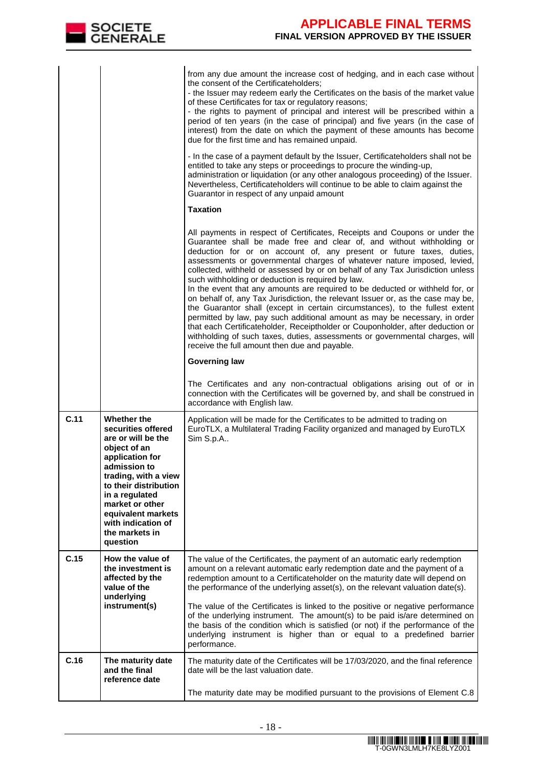| | | |
|---|---|---|
| | | from any due amount the increase cost of hedging, and in each case without the consent of the Certificateholders;<br>- the Issuer may redeem early the Certificates on the basis of the market value of these Certificates for tax or regulatory reasons;<br>- the rights to payment of principal and interest will be prescribed within a period of ten years (in the case of principal) and five years (in the case of interest) from the date on which the payment of these amounts has become due for the first time and has remained unpaid.<br><br>- In the case of a payment default by the Issuer, Certificateholders shall not be entitled to take any steps or proceedings to procure the winding-up, administration or liquidation (or any other analogous proceeding) of the Issuer. Nevertheless, Certificateholders will continue to be able to claim against the Guarantor in respect of any unpaid amount<br><br>**Taxation**<br><br>All payments in respect of Certificates, Receipts and Coupons or under the Guarantee shall be made free and clear of, and without withholding or deduction for or on account of, any present or future taxes, duties, assessments or governmental charges of whatever nature imposed, levied, collected, withheld or assessed by or on behalf of any Tax Jurisdiction unless such withholding or deduction is required by law.<br>In the event that any amounts are required to be deducted or withheld for, or on behalf of, any Tax Jurisdiction, the relevant Issuer or, as the case may be, the Guarantor shall (except in certain circumstances), to the fullest extent permitted by law, pay such additional amount as may be necessary, in order that each Certificateholder, Receiptholder or Couponholder, after deduction or withholding of such taxes, duties, assessments or governmental charges, will receive the full amount then due and payable.<br><br>**Governing law**<br><br>The Certificates and any non-contractual obligations arising out of or in connection with the Certificates will be governed by, and shall be construed in accordance with English law. |
| **C.11** | **Whether the securities offered are or will be the object of an application for admission to trading, with a view to their distribution in a regulated market or other equivalent markets with indication of the markets in question** | Application will be made for the Certificates to be admitted to trading on EuroTLX, a Multilateral Trading Facility organized and managed by EuroTLX Sim S.p.A.. |
| **C.15** | **How the value of the investment is affected by the value of the underlying instrument(s)** | The value of the Certificates, the payment of an automatic early redemption amount on a relevant automatic early redemption date and the payment of a redemption amount to a Certificateholder on the maturity date will depend on the performance of the underlying asset(s), on the relevant valuation date(s).<br><br>The value of the Certificates is linked to the positive or negative performance of the underlying instrument. The amount(s) to be paid is/are determined on the basis of the condition which is satisfied (or not) if the performance of the underlying instrument is higher than or equal to a predefined barrier performance. |
| **C.16** | **The maturity date and the final reference date** | The maturity date of the Certificates will be 17/03/2020, and the final reference date will be the last valuation date.<br><br>The maturity date may be modified pursuant to the provisions of Element C.8 |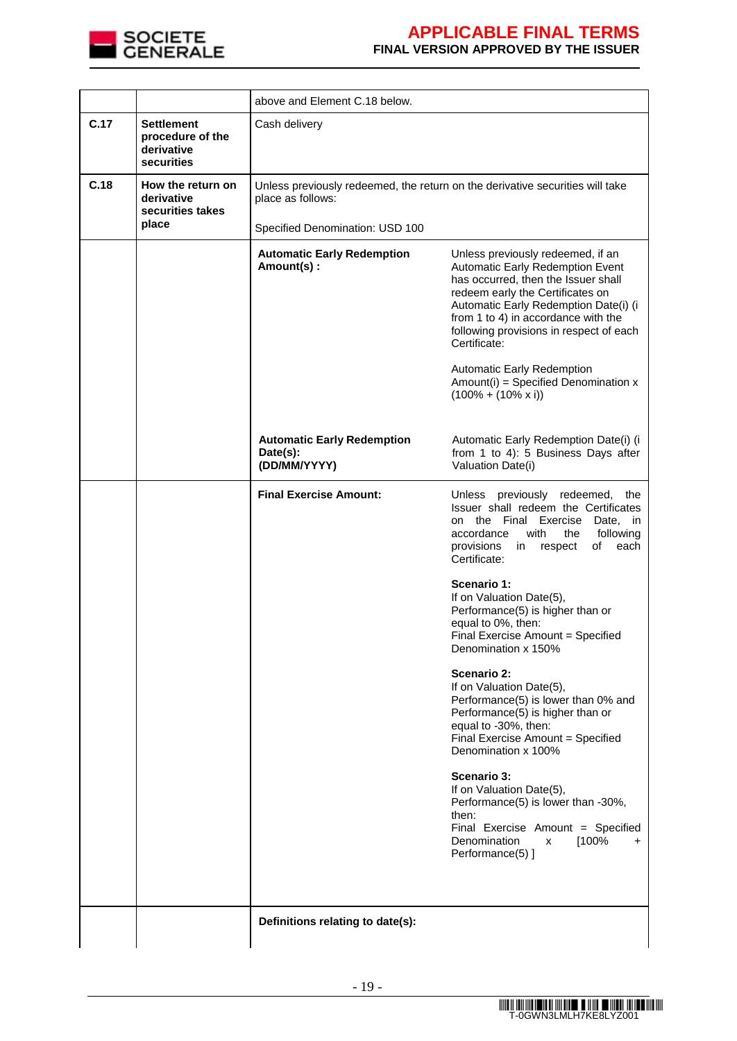| | | |
|---|---|---|
| | | above and Element C.18 below. |
| C.17 | **Settlement procedure of the derivative securities** | Cash delivery |
| C.18 | **How the return on derivative securities takes place** | Unless previously redeemed, the return on the derivative securities will take place as follows:<br><br>Specified Denomination: USD 100 |
| | | **Automatic Early Redemption Amount(s) :** — Unless previously redeemed, if an Automatic Early Redemption Event has occurred, then the Issuer shall redeem early the Certificates on Automatic Early Redemption Date(i) (i from 1 to 4) in accordance with the following provisions in respect of each Certificate:<br><br>Automatic Early Redemption Amount(i) = Specified Denomination x (100% + (10% x i))<br><br>**Automatic Early Redemption Date(s): (DD/MM/YYYY)** — Automatic Early Redemption Date(i) (i from 1 to 4): 5 Business Days after Valuation Date(i) |
| | | **Final Exercise Amount:** — Unless previously redeemed, the Issuer shall redeem the Certificates on the Final Exercise Date, in accordance with the following provisions in respect of each Certificate:<br><br>**Scenario 1:**<br>If on Valuation Date(5), Performance(5) is higher than or equal to 0%, then:<br>Final Exercise Amount = Specified Denomination x 150%<br><br>**Scenario 2:**<br>If on Valuation Date(5), Performance(5) is lower than 0% and Performance(5) is higher than or equal to -30%, then:<br>Final Exercise Amount = Specified Denomination x 100%<br><br>**Scenario 3:**<br>If on Valuation Date(5), Performance(5) is lower than -30%, then:<br>Final Exercise Amount = Specified Denomination x [100% + Performance(5) ] |
| | | **Definitions relating to date(s):** |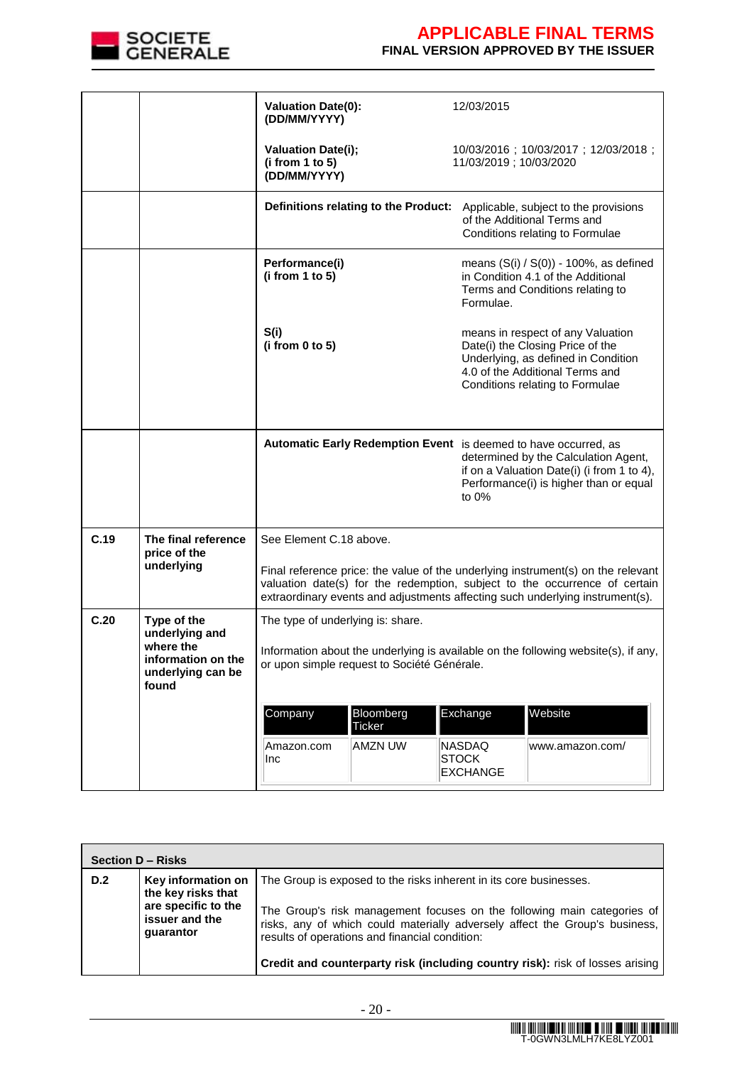| | | | |
|---|---|---|---|
| | | **Valuation Date(0): (DD/MM/YYYY)** | 12/03/2015 |
| | | **Valuation Date(i); (i from 1 to 5) (DD/MM/YYYY)** | 10/03/2016 ; 10/03/2017 ; 12/03/2018 ; 11/03/2019 ; 10/03/2020 |
| | | **Definitions relating to the Product:** | Applicable, subject to the provisions of the Additional Terms and Conditions relating to Formulae |
| | | **Performance(i) (i from 1 to 5)** | means (S(i) / S(0)) - 100%, as defined in Condition 4.1 of the Additional Terms and Conditions relating to Formulae. |
| | | **S(i) (i from 0 to 5)** | means in respect of any Valuation Date(i) the Closing Price of the Underlying, as defined in Condition 4.0 of the Additional Terms and Conditions relating to Formulae |
| | | **Automatic Early Redemption Event** | is deemed to have occurred, as determined by the Calculation Agent, if on a Valuation Date(i) (i from 1 to 4), Performance(i) is higher than or equal to 0% |
| **C.19** | **The final reference price of the underlying** | See Element C.18 above.<br><br>Final reference price: the value of the underlying instrument(s) on the relevant valuation date(s) for the redemption, subject to the occurrence of certain extraordinary events and adjustments affecting such underlying instrument(s). | |
| **C.20** | **Type of the underlying and where the information on the underlying can be found** | The type of underlying is: share.<br><br>Information about the underlying is available on the following website(s), if any, or upon simple request to Société Générale. | |

| Company | Bloomberg Ticker | Exchange | Website |
|---|---|---|---|
| Amazon.com Inc | AMZN UW | NASDAQ STOCK EXCHANGE | www.amazon.com/ |

| **Section D – Risks** | | |
|---|---|---|
| **D.2** | **Key information on the key risks that are specific to the issuer and the guarantor** | The Group is exposed to the risks inherent in its core businesses.<br><br>The Group's risk management focuses on the following main categories of risks, any of which could materially adversely affect the Group's business, results of operations and financial condition:<br><br>**Credit and counterparty risk (including country risk):** risk of losses arising |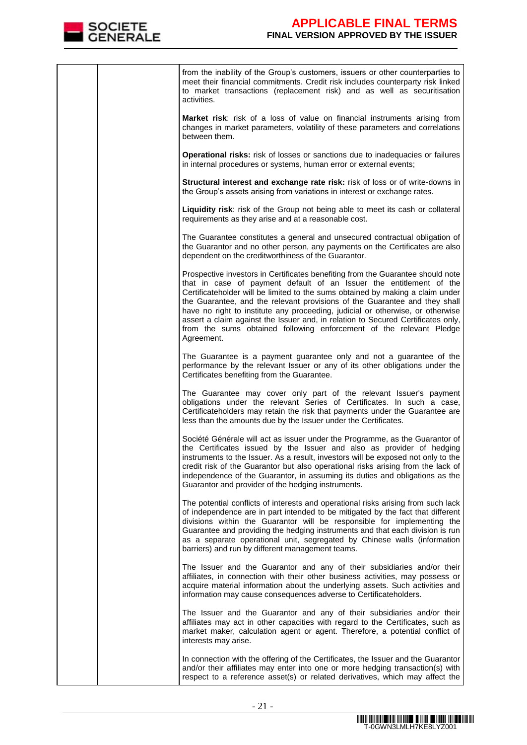| | | from the inability of the Group's customers, issuers or other counterparties to meet their financial commitments. Credit risk includes counterparty risk linked to market transactions (replacement risk) and as well as securitisation activities.<br><br>**Market risk**: risk of a loss of value on financial instruments arising from changes in market parameters, volatility of these parameters and correlations between them.<br><br>**Operational risks:** risk of losses or sanctions due to inadequacies or failures in internal procedures or systems, human error or external events;<br><br>**Structural interest and exchange rate risk:** risk of loss or of write-downs in the Group's assets arising from variations in interest or exchange rates.<br><br>**Liquidity risk**: risk of the Group not being able to meet its cash or collateral requirements as they arise and at a reasonable cost.<br><br>The Guarantee constitutes a general and unsecured contractual obligation of the Guarantor and no other person, any payments on the Certificates are also dependent on the creditworthiness of the Guarantor.<br><br>Prospective investors in Certificates benefiting from the Guarantee should note that in case of payment default of an Issuer the entitlement of the Certificateholder will be limited to the sums obtained by making a claim under the Guarantee, and the relevant provisions of the Guarantee and they shall have no right to institute any proceeding, judicial or otherwise, or otherwise assert a claim against the Issuer and, in relation to Secured Certificates only, from the sums obtained following enforcement of the relevant Pledge Agreement.<br><br>The Guarantee is a payment guarantee only and not a guarantee of the performance by the relevant Issuer or any of its other obligations under the Certificates benefiting from the Guarantee.<br><br>The Guarantee may cover only part of the relevant Issuer's payment obligations under the relevant Series of Certificates. In such a case, Certificateholders may retain the risk that payments under the Guarantee are less than the amounts due by the Issuer under the Certificates.<br><br>Société Générale will act as issuer under the Programme, as the Guarantor of the Certificates issued by the Issuer and also as provider of hedging instruments to the Issuer. As a result, investors will be exposed not only to the credit risk of the Guarantor but also operational risks arising from the lack of independence of the Guarantor, in assuming its duties and obligations as the Guarantor and provider of the hedging instruments.<br><br>The potential conflicts of interests and operational risks arising from such lack of independence are in part intended to be mitigated by the fact that different divisions within the Guarantor will be responsible for implementing the Guarantee and providing the hedging instruments and that each division is run as a separate operational unit, segregated by Chinese walls (information barriers) and run by different management teams.<br><br>The Issuer and the Guarantor and any of their subsidiaries and/or their affiliates, in connection with their other business activities, may possess or acquire material information about the underlying assets. Such activities and information may cause consequences adverse to Certificateholders.<br><br>The Issuer and the Guarantor and any of their subsidiaries and/or their affiliates may act in other capacities with regard to the Certificates, such as market maker, calculation agent or agent. Therefore, a potential conflict of interests may arise.<br><br>In connection with the offering of the Certificates, the Issuer and the Guarantor and/or their affiliates may enter into one or more hedging transaction(s) with respect to a reference asset(s) or related derivatives, which may affect the |
|---|---|---|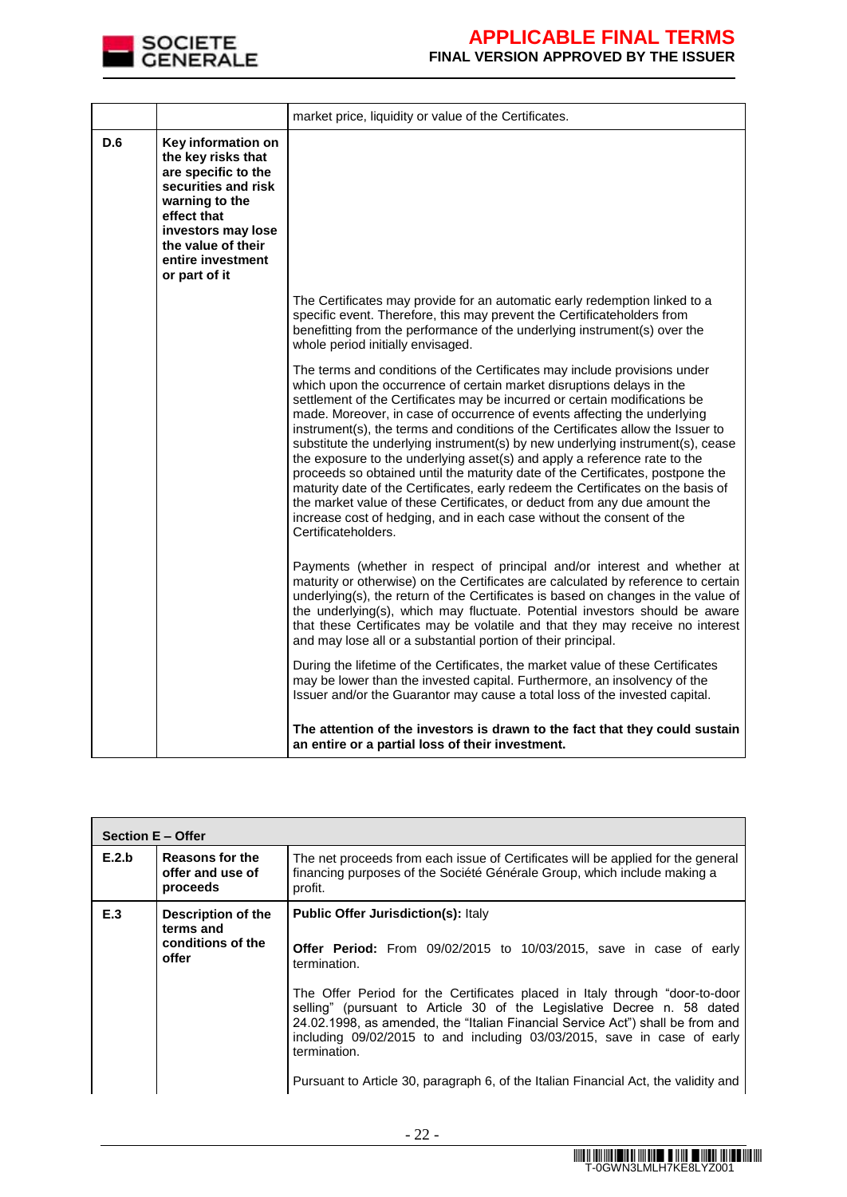| | | |
|---|---|---|
| | | market price, liquidity or value of the Certificates. |
| **D.6** | **Key information on the key risks that are specific to the securities and risk warning to the effect that investors may lose the value of their entire investment or part of it** | The Certificates may provide for an automatic early redemption linked to a specific event. Therefore, this may prevent the Certificateholders from benefitting from the performance of the underlying instrument(s) over the whole period initially envisaged.<br><br>The terms and conditions of the Certificates may include provisions under which upon the occurrence of certain market disruptions delays in the settlement of the Certificates may be incurred or certain modifications be made. Moreover, in case of occurrence of events affecting the underlying instrument(s), the terms and conditions of the Certificates allow the Issuer to substitute the underlying instrument(s) by new underlying instrument(s), cease the exposure to the underlying asset(s) and apply a reference rate to the proceeds so obtained until the maturity date of the Certificates, postpone the maturity date of the Certificates, early redeem the Certificates on the basis of the market value of these Certificates, or deduct from any due amount the increase cost of hedging, and in each case without the consent of the Certificateholders.<br><br>Payments (whether in respect of principal and/or interest and whether at maturity or otherwise) on the Certificates are calculated by reference to certain underlying(s), the return of the Certificates is based on changes in the value of the underlying(s), which may fluctuate. Potential investors should be aware that these Certificates may be volatile and that they may receive no interest and may lose all or a substantial portion of their principal.<br><br>During the lifetime of the Certificates, the market value of these Certificates may be lower than the invested capital. Furthermore, an insolvency of the Issuer and/or the Guarantor may cause a total loss of the invested capital.<br><br>**The attention of the investors is drawn to the fact that they could sustain an entire or a partial loss of their investment.** |

| **Section E – Offer** | | |
|---|---|---|
| **E.2.b** | **Reasons for the offer and use of proceeds** | The net proceeds from each issue of Certificates will be applied for the general financing purposes of the Société Générale Group, which include making a profit. |
| **E.3** | **Description of the terms and conditions of the offer** | **Public Offer Jurisdiction(s):** Italy<br><br>**Offer Period:** From 09/02/2015 to 10/03/2015, save in case of early termination.<br><br>The Offer Period for the Certificates placed in Italy through "door-to-door selling" (pursuant to Article 30 of the Legislative Decree n. 58 dated 24.02.1998, as amended, the "Italian Financial Service Act") shall be from and including 09/02/2015 to and including 03/03/2015, save in case of early termination.<br><br>Pursuant to Article 30, paragraph 6, of the Italian Financial Act, the validity and |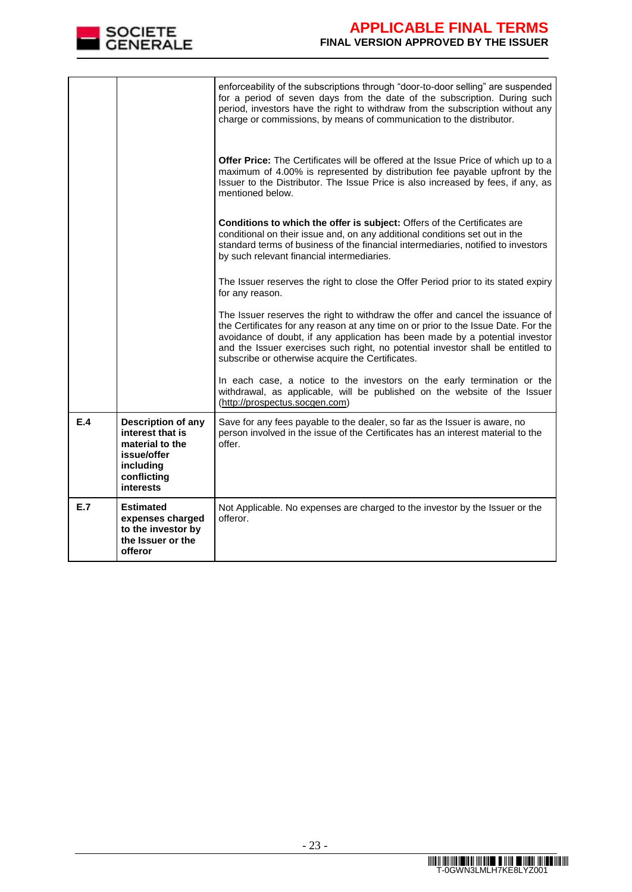| | | |
|---|---|---|
| | | enforceability of the subscriptions through "door-to-door selling" are suspended for a period of seven days from the date of the subscription. During such period, investors have the right to withdraw from the subscription without any charge or commissions, by means of communication to the distributor.<br><br>**Offer Price:** The Certificates will be offered at the Issue Price of which up to a maximum of 4.00% is represented by distribution fee payable upfront by the Issuer to the Distributor. The Issue Price is also increased by fees, if any, as mentioned below.<br><br>**Conditions to which the offer is subject:** Offers of the Certificates are conditional on their issue and, on any additional conditions set out in the standard terms of business of the financial intermediaries, notified to investors by such relevant financial intermediaries.<br><br>The Issuer reserves the right to close the Offer Period prior to its stated expiry for any reason.<br><br>The Issuer reserves the right to withdraw the offer and cancel the issuance of the Certificates for any reason at any time on or prior to the Issue Date. For the avoidance of doubt, if any application has been made by a potential investor and the Issuer exercises such right, no potential investor shall be entitled to subscribe or otherwise acquire the Certificates.<br><br>In each case, a notice to the investors on the early termination or the withdrawal, as applicable, will be published on the website of the Issuer (http://prospectus.socgen.com) |
| **E.4** | **Description of any interest that is material to the issue/offer including conflicting interests** | Save for any fees payable to the dealer, so far as the Issuer is aware, no person involved in the issue of the Certificates has an interest material to the offer. |
| **E.7** | **Estimated expenses charged to the investor by the Issuer or the offeror** | Not Applicable. No expenses are charged to the investor by the Issuer or the offeror. |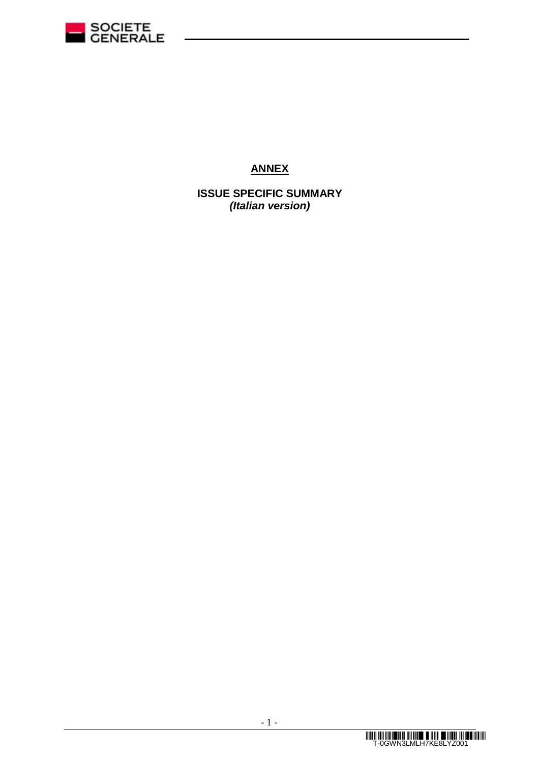# ANNEX

**ISSUE SPECIFIC SUMMARY**
***(Italian version)***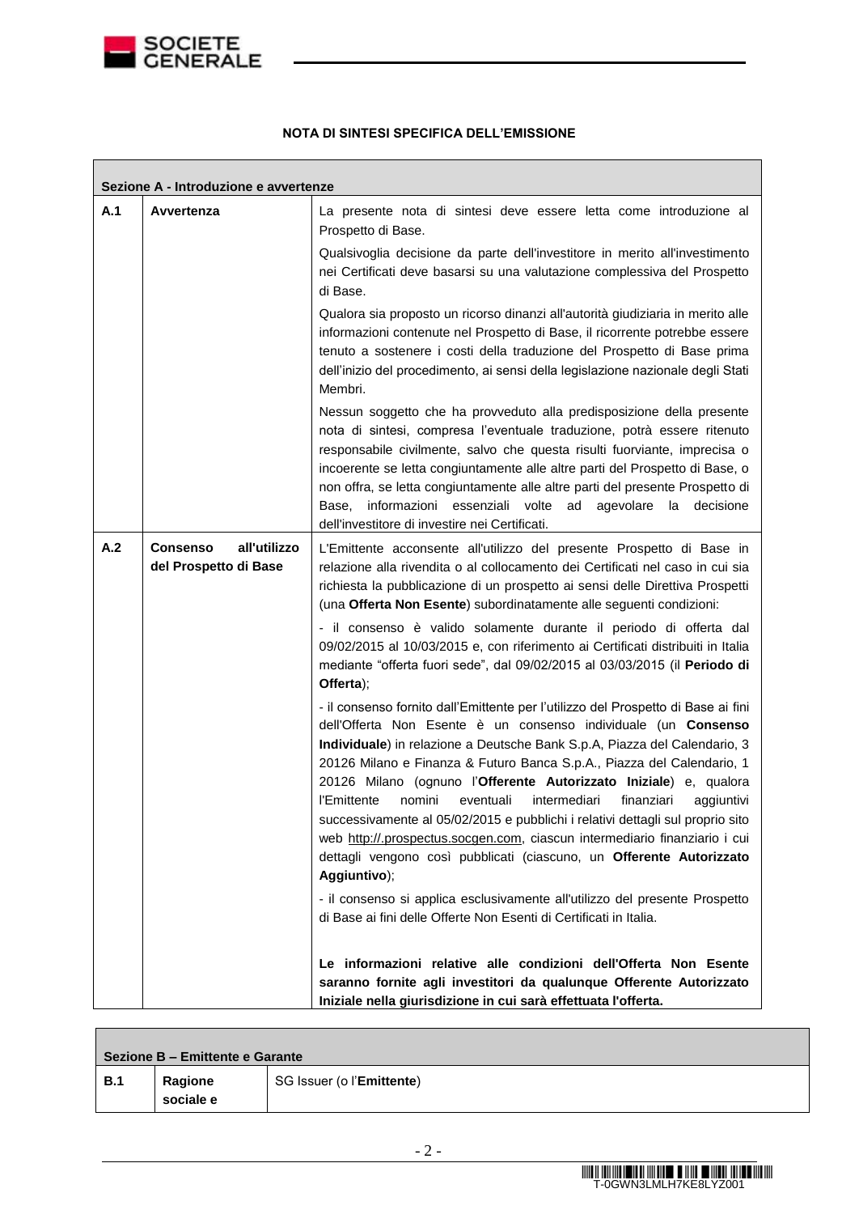**NOTA DI SINTESI SPECIFICA DELL'EMISSIONE**

| Sezione A - Introduzione e avvertenze | | |
|---|---|---|
| **A.1** | **Avvertenza** | La presente nota di sintesi deve essere letta come introduzione al Prospetto di Base.<br><br>Qualsivoglia decisione da parte dell'investitore in merito all'investimento nei Certificati deve basarsi su una valutazione complessiva del Prospetto di Base.<br><br>Qualora sia proposto un ricorso dinanzi all'autorità giudiziaria in merito alle informazioni contenute nel Prospetto di Base, il ricorrente potrebbe essere tenuto a sostenere i costi della traduzione del Prospetto di Base prima dell'inizio del procedimento, ai sensi della legislazione nazionale degli Stati Membri.<br><br>Nessun soggetto che ha provveduto alla predisposizione della presente nota di sintesi, compresa l'eventuale traduzione, potrà essere ritenuto responsabile civilmente, salvo che questa risulti fuorviante, imprecisa o incoerente se letta congiuntamente alle altre parti del Prospetto di Base, o non offra, se letta congiuntamente alle altre parti del presente Prospetto di Base, informazioni essenziali volte ad agevolare la decisione dell'investitore di investire nei Certificati. |
| **A.2** | **Consenso all'utilizzo del Prospetto di Base** | L'Emittente acconsente all'utilizzo del presente Prospetto di Base in relazione alla rivendita o al collocamento dei Certificati nel caso in cui sia richiesta la pubblicazione di un prospetto ai sensi delle Direttiva Prospetti (una **Offerta Non Esente**) subordinatamente alle seguenti condizioni:<br><br>- il consenso è valido solamente durante il periodo di offerta dal 09/02/2015 al 10/03/2015 e, con riferimento ai Certificati distribuiti in Italia mediante "offerta fuori sede", dal 09/02/2015 al 03/03/2015 (il **Periodo di Offerta**);<br><br>- il consenso fornito dall'Emittente per l'utilizzo del Prospetto di Base ai fini dell'Offerta Non Esente è un consenso individuale (un **Consenso Individuale**) in relazione a Deutsche Bank S.p.A, Piazza del Calendario, 3 20126 Milano e Finanza & Futuro Banca S.p.A., Piazza del Calendario, 1 20126 Milano (ognuno l'**Offerente Autorizzato Iniziale**) e, qualora l'Emittente nomini eventuali intermediari finanziari aggiuntivi successivamente al 05/02/2015 e pubblichi i relativi dettagli sul proprio sito web http://.prospectus.socgen.com, ciascun intermediario finanziario i cui dettagli vengono così pubblicati (ciascuno, un **Offerente Autorizzato Aggiuntivo**);<br><br>- il consenso si applica esclusivamente all'utilizzo del presente Prospetto di Base ai fini delle Offerte Non Esenti di Certificati in Italia.<br><br>**Le informazioni relative alle condizioni dell'Offerta Non Esente saranno fornite agli investitori da qualunque Offerente Autorizzato Iniziale nella giurisdizione in cui sarà effettuata l'offerta.** |

| Sezione B – Emittente e Garante | | |
|---|---|---|
| **B.1** | **Ragione sociale e** | SG Issuer (o l'**Emittente**) |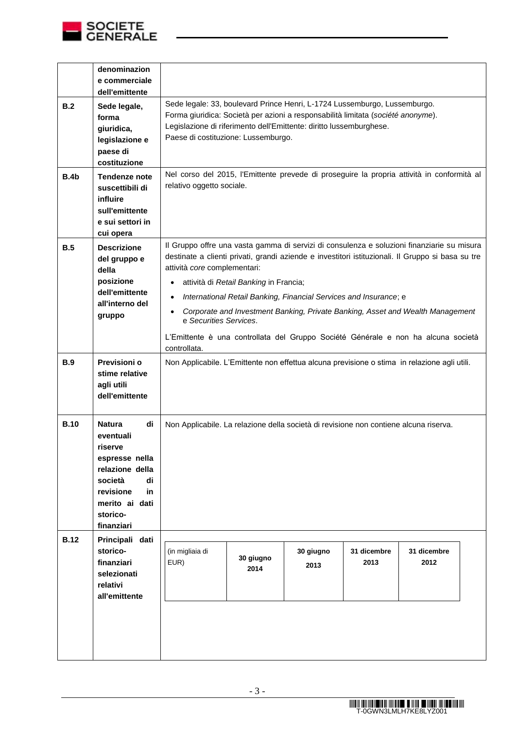| | | |
|---|---|---|
| | **denominazione commerciale dell'emittente** | |
| **B.2** | **Sede legale, forma giuridica, legislazione e paese di costituzione** | Sede legale: 33, boulevard Prince Henri, L-1724 Lussemburgo, Lussemburgo.<br>Forma giuridica: Società per azioni a responsabilità limitata (*société anonyme*).<br>Legislazione di riferimento dell'Emittente: diritto lussemburghese.<br>Paese di costituzione: Lussemburgo. |
| **B.4b** | **Tendenze note suscettibili di influire sull'emittente e sui settori in cui opera** | Nel corso del 2015, l'Emittente prevede di proseguire la propria attività in conformità al relativo oggetto sociale. |
| **B.5** | **Descrizione del gruppo e della posizione dell'emittente all'interno del gruppo** | Il Gruppo offre una vasta gamma di servizi di consulenza e soluzioni finanziarie su misura destinate a clienti privati, grandi aziende e investitori istituzionali. Il Gruppo si basa su tre attività *core* complementari:<br>• attività di *Retail Banking* in Francia;<br>• *International Retail Banking, Financial Services and Insurance*; e<br>• *Corporate and Investment Banking, Private Banking, Asset and Wealth Management e Securities Services*.<br>L'Emittente è una controllata del Gruppo Société Générale e non ha alcuna società controllata. |
| **B.9** | **Previsioni o stime relative agli utili dell'emittente** | Non Applicabile. L'Emittente non effettua alcuna previsione o stima in relazione agli utili. |
| **B.10** | **Natura di eventuali riserve espresse nella relazione della società di revisione in merito ai dati storico-finanziari** | Non Applicabile. La relazione della società di revisione non contiene alcuna riserva. |
| **B.12** | **Principali dati storico-finanziari selezionati relativi all'emittente** | (see table below) |

| (in migliaia di EUR) | 30 giugno 2014 | 30 giugno 2013 | 31 dicembre 2013 | 31 dicembre 2012 |
|---|---|---|---|---|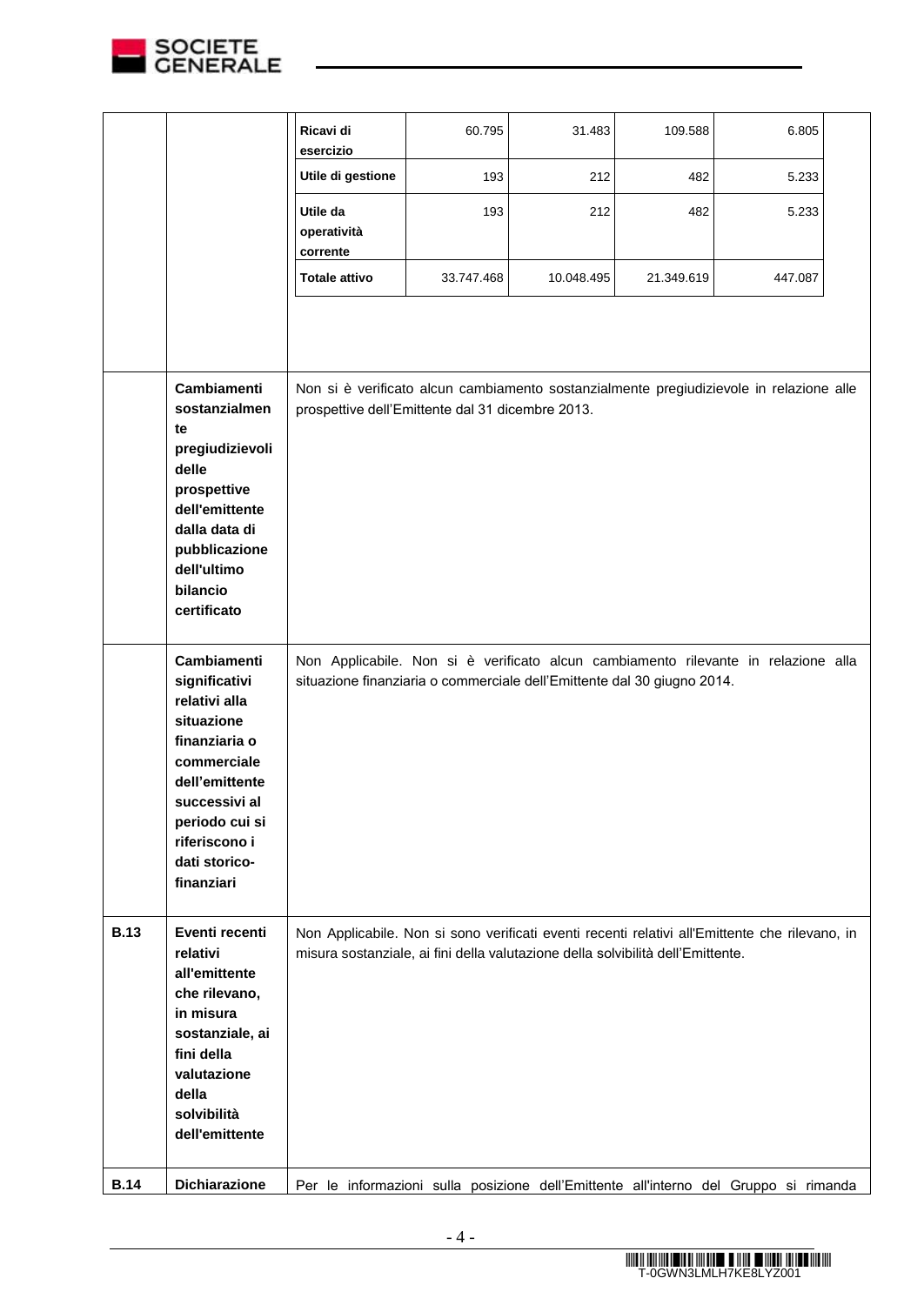| | | | | | | |
|---|---|---|---|---|---|---|
| | | **Ricavi di esercizio** | 60.795 | 31.483 | 109.588 | 6.805 |
| | | **Utile di gestione** | 193 | 212 | 482 | 5.233 |
| | | **Utile da operatività corrente** | 193 | 212 | 482 | 5.233 |
| | | **Totale attivo** | 33.747.468 | 10.048.495 | 21.349.619 | 447.087 |

| | | |
|---|---|---|
| | **Cambiamenti sostanzialmente pregiudizievoli delle prospettive dell'emittente dalla data di pubblicazione dell'ultimo bilancio certificato** | Non si è verificato alcun cambiamento sostanzialmente pregiudizievole in relazione alle prospettive dell'Emittente dal 31 dicembre 2013. |
| | **Cambiamenti significativi relativi alla situazione finanziaria o commerciale dell'emittente successivi al periodo cui si riferiscono i dati storico-finanziari** | Non Applicabile. Non si è verificato alcun cambiamento rilevante in relazione alla situazione finanziaria o commerciale dell'Emittente dal 30 giugno 2014. |
| **B.13** | **Eventi recenti relativi all'emittente che rilevano, in misura sostanziale, ai fini della valutazione della solvibilità dell'emittente** | Non Applicabile. Non si sono verificati eventi recenti relativi all'Emittente che rilevano, in misura sostanziale, ai fini della valutazione della solvibilità dell'Emittente. |
| **B.14** | **Dichiarazione** | Per le informazioni sulla posizione dell'Emittente all'interno del Gruppo si rimanda |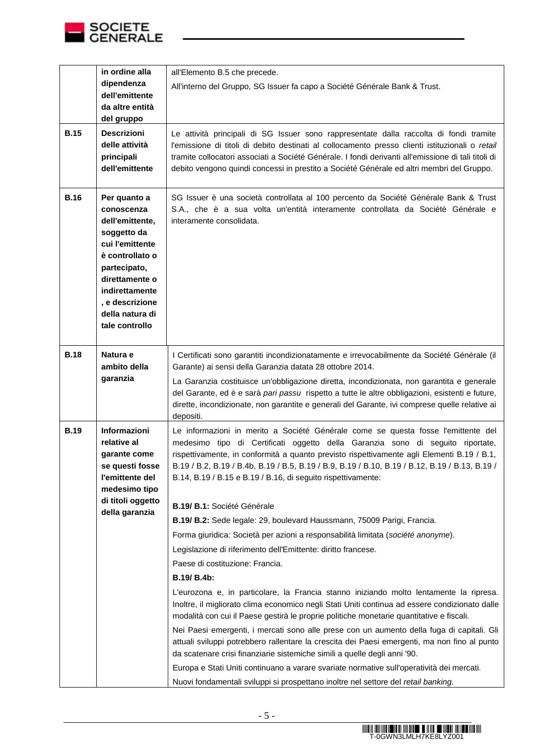| | | |
|---|---|---|
| | **in ordine alla dipendenza dell'emittente da altre entità del gruppo** | all'Elemento B.5 che precede.<br>All'interno del Gruppo, SG Issuer fa capo a Société Générale Bank & Trust. |
| **B.15** | **Descrizioni delle attività principali dell'emittente** | Le attività principali di SG Issuer sono rappresentate dalla raccolta di fondi tramite l'emissione di titoli di debito destinati al collocamento presso clienti istituzionali o *retail* tramite collocatori associati a Société Générale. I fondi derivanti all'emissione di tali titoli di debito vengono quindi concessi in prestito a Société Générale ed altri membri del Gruppo. |
| **B.16** | **Per quanto a conoscenza dell'emittente, soggetto da cui l'emittente è controllato o partecipato, direttamente o indirettamente, e descrizione della natura di tale controllo** | SG Issuer è una società controllata al 100 percento da Société Générale Bank & Trust S.A., che è a sua volta un'entità interamente controllata da Société Générale e interamente consolidata. |
| **B.18** | **Natura e ambito della garanzia** | I Certificati sono garantiti incondizionatamente e irrevocabilmente da Société Générale (il Garante) ai sensi della Garanzia datata 28 ottobre 2014.<br>La Garanzia costituisce un'obbligazione diretta, incondizionata, non garantita e generale del Garante, ed è e sarà *pari passu* rispetto a tutte le altre obbligazioni, esistenti e future, dirette, incondizionate, non garantite e generali del Garante, ivi comprese quelle relative ai depositi. |
| **B.19** | **Informazioni relative al garante come se questi fosse l'emittente del medesimo tipo di titoli oggetto della garanzia** | Le informazioni in merito a Société Générale come se questa fosse l'emittente del medesimo tipo di Certificati oggetto della Garanzia sono di seguito riportate, rispettivamente, in conformità a quanto previsto rispettivamente agli Elementi B.19 / B.1, B.19 / B.2, B.19 / B.4b, B.19 / B.5, B.19 / B.9, B.19 / B.10, B.19 / B.12, B.19 / B.13, B.19 / B.14, B.19 / B.15 e B.19 / B.16, di seguito rispettivamente:<br><br>**B.19/ B.1:** Société Générale<br>**B.19/ B.2:** Sede legale: 29, boulevard Haussmann, 75009 Parigi, Francia.<br>Forma giuridica: Società per azioni a responsabilità limitata (*société anonyme*).<br>Legislazione di riferimento dell'Emittente: diritto francese.<br>Paese di costituzione: Francia.<br>**B.19/ B.4b:**<br>L'eurozona e, in particolare, la Francia stanno iniziando molto lentamente la ripresa. Inoltre, il migliorato clima economico negli Stati Uniti continua ad essere condizionato dalle modalità con cui il Paese gestirà le proprie politiche monetarie quantitative e fiscali.<br>Nei Paesi emergenti, i mercati sono alle prese con un aumento della fuga di capitali. Gli attuali sviluppi potrebbero rallentare la crescita dei Paesi emergenti, ma non fino al punto da scatenare crisi finanziarie sistemiche simili a quelle degli anni '90.<br>Europa e Stati Uniti continuano a varare svariate normative sull'operatività dei mercati.<br>Nuovi fondamentali sviluppi si prospettano inoltre nel settore del *retail banking*. |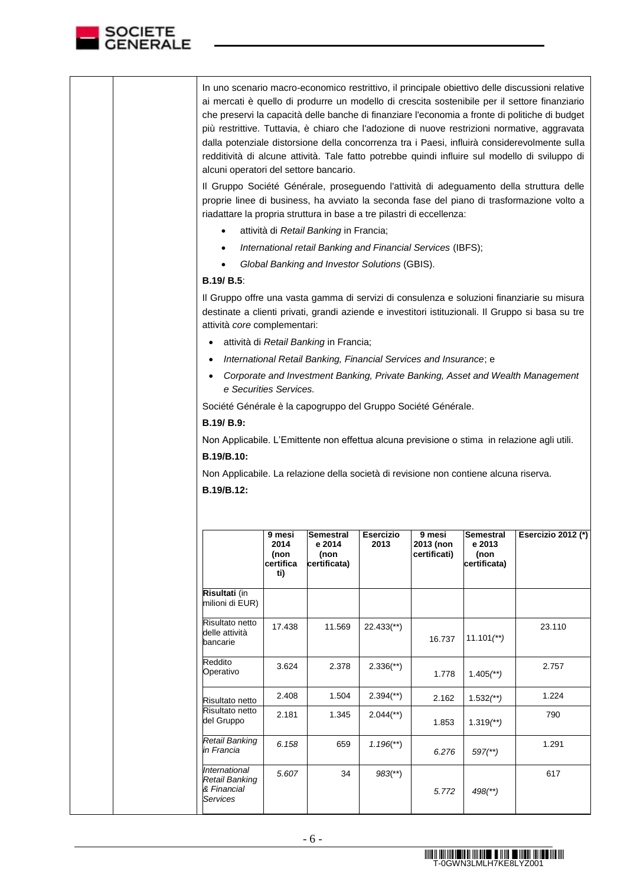In uno scenario macro-economico restrittivo, il principale obiettivo delle discussioni relative ai mercati è quello di produrre un modello di crescita sostenibile per il settore finanziario che preservi la capacità delle banche di finanziare l'economia a fronte di politiche di budget più restrittive. Tuttavia, è chiaro che l'adozione di nuove restrizioni normative, aggravata dalla potenziale distorsione della concorrenza tra i Paesi, influirà considerevolmente sulla redditività di alcune attività. Tale fatto potrebbe quindi influire sul modello di sviluppo di alcuni operatori del settore bancario.

Il Gruppo Société Générale, proseguendo l'attività di adeguamento della struttura delle proprie linee di business, ha avviato la seconda fase del piano di trasformazione volto a riadattare la propria struttura in base a tre pilastri di eccellenza:

- attività di *Retail Banking* in Francia;
- *International retail Banking and Financial Services* (IBFS);
- *Global Banking and Investor Solutions* (GBIS).

**B.19/ B.5**:

Il Gruppo offre una vasta gamma di servizi di consulenza e soluzioni finanziarie su misura destinate a clienti privati, grandi aziende e investitori istituzionali. Il Gruppo si basa su tre attività *core* complementari:

- attività di *Retail Banking* in Francia;
- *International Retail Banking, Financial Services and Insurance*; e
- *Corporate and Investment Banking, Private Banking, Asset and Wealth Management e Securities Services.*

Société Générale è la capogruppo del Gruppo Société Générale.

**B.19/ B.9:**

Non Applicabile. L'Emittente non effettua alcuna previsione o stima in relazione agli utili.

**B.19/B.10:**

Non Applicabile. La relazione della società di revisione non contiene alcuna riserva.

**B.19/B.12:**

| | 9 mesi 2014 (non certificati) | Semestrale 2014 (non certificata) | Esercizio 2013 | 9 mesi 2013 (non certificati) | Semestrale 2013 (non certificata) | Esercizio 2012 (*) |
|---|---|---|---|---|---|---|
| **Risultati** (in milioni di EUR) | | | | | | |
| Risultato netto delle attività bancarie | 17.438 | 11.569 | 22.433(**) | 16.737 | 11.101(**) | 23.110 |
| Reddito Operativo | 3.624 | 2.378 | 2.336(**) | 1.778 | 1.405(**) | 2.757 |
| Risultato netto | 2.408 | 1.504 | 2.394(**) | 2.162 | 1.532(**) | 1.224 |
| Risultato netto del Gruppo | 2.181 | 1.345 | 2.044(**) | 1.853 | 1.319(**) | 790 |
| *Retail Banking in Francia* | *6.158* | 659 | *1.196(**)* | *6.276* | *597(**)* | 1.291 |
| *International Retail Banking & Financial Services* | *5.607* | 34 | *983(**)* | *5.772* | *498(**)* | 617 |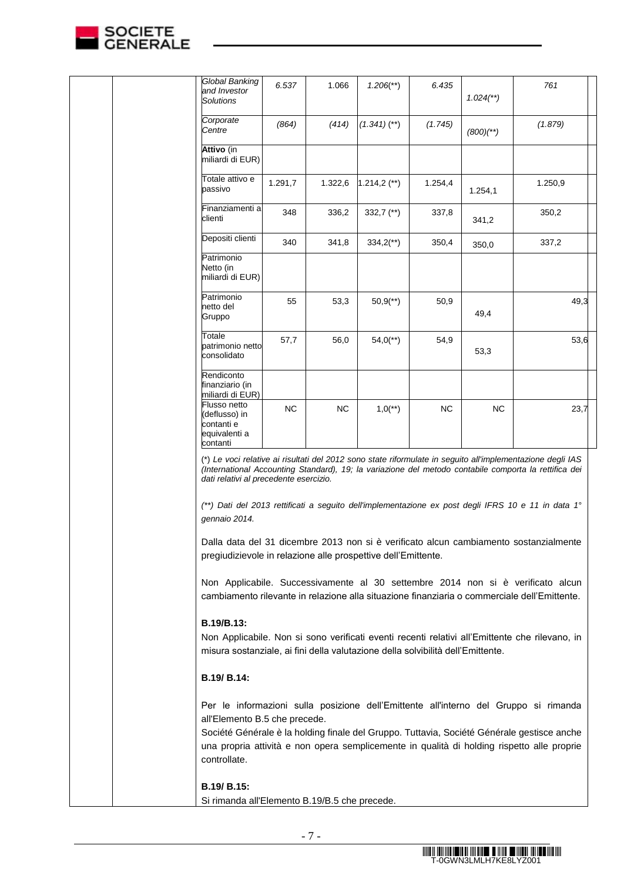| | | | | | |
|---|---|---|---|---|---|
| *Global Banking and Investor Solutions* | *6.537* | 1.066 | *1.206(\*\*)* | *6.435* | *1.024(\*\*)* | *761* |
| *Corporate Centre* | *(864)* | *(414)* | *(1.341) (\*\*)* | *(1.745)* | *(800)(\*\*)* | *(1.879)* |
| **Attivo** (in miliardi di EUR) | | | | | | |
| Totale attivo e passivo | 1.291,7 | 1.322,6 | 1.214,2 (\*\*) | 1.254,4 | 1.254,1 | 1.250,9 |
| Finanziamenti a clienti | 348 | 336,2 | 332,7 (\*\*) | 337,8 | 341,2 | 350,2 |
| Depositi clienti | 340 | 341,8 | 334,2(\*\*) | 350,4 | 350,0 | 337,2 |
| Patrimonio Netto (in miliardi di EUR) | | | | | | |
| Patrimonio netto del Gruppo | 55 | 53,3 | 50,9(\*\*) | 50,9 | 49,4 | 49,3 |
| Totale patrimonio netto consolidato | 57,7 | 56,0 | 54,0(\*\*) | 54,9 | 53,3 | 53,6 |
| Rendiconto finanziario (in miliardi di EUR) | | | | | | |
| Flusso netto (deflusso) in contanti e equivalenti a contanti | NC | NC | 1,0(\*\*) | NC | NC | 23,7 |

*(\*) Le voci relative ai risultati del 2012 sono state riformulate in seguito all'implementazione degli IAS (International Accounting Standard), 19; la variazione del metodo contabile comporta la rettifica dei dati relativi al precedente esercizio.*

*(\*\*) Dati del 2013 rettificati a seguito dell'implementazione ex post degli IFRS 10 e 11 in data 1° gennaio 2014.*

Dalla data del 31 dicembre 2013 non si è verificato alcun cambiamento sostanzialmente pregiudizievole in relazione alle prospettive dell'Emittente.

Non Applicabile. Successivamente al 30 settembre 2014 non si è verificato alcun cambiamento rilevante in relazione alla situazione finanziaria o commerciale dell'Emittente.

**B.19/B.13:**

Non Applicabile. Non si sono verificati eventi recenti relativi all'Emittente che rilevano, in misura sostanziale, ai fini della valutazione della solvibilità dell'Emittente.

**B.19/ B.14:**

Per le informazioni sulla posizione dell'Emittente all'interno del Gruppo si rimanda all'Elemento B.5 che precede.

Société Générale è la holding finale del Gruppo. Tuttavia, Société Générale gestisce anche una propria attività e non opera semplicemente in qualità di holding rispetto alle proprie controllate.

**B.19/ B.15:**

Si rimanda all'Elemento B.19/B.5 che precede.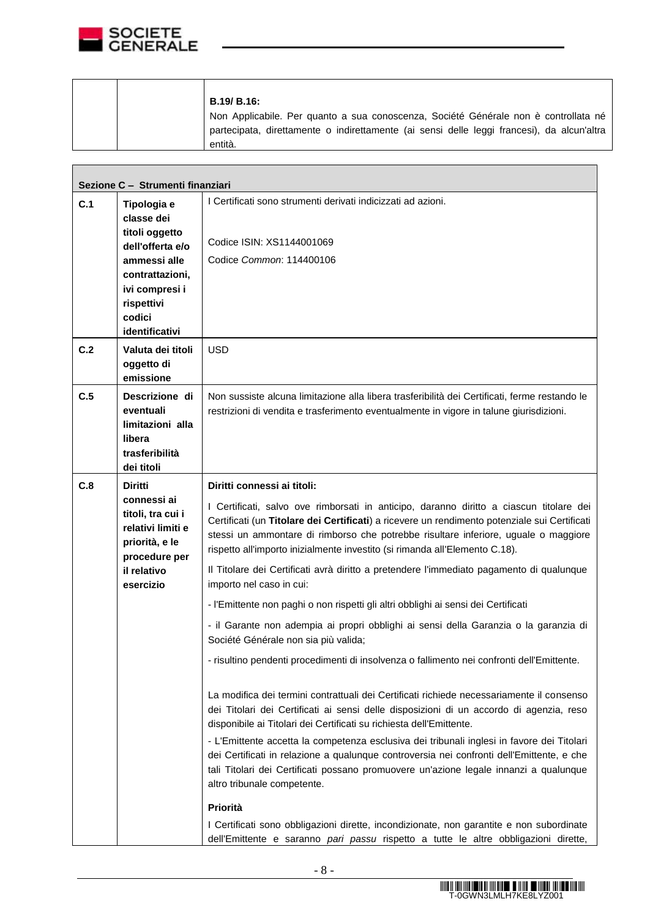| | | **B.19/ B.16:**<br>Non Applicabile. Per quanto a sua conoscenza, Société Générale non è controllata né partecipata, direttamente o indirettamente (ai sensi delle leggi francesi), da alcun'altra entità. |
|---|---|---|

| **Sezione C – Strumenti finanziari** | | |
|---|---|---|
| **C.1** | **Tipologia e classe dei titoli oggetto dell'offerta e/o ammessi alle contrattazioni, ivi compresi i rispettivi codici identificativi** | I Certificati sono strumenti derivati indicizzati ad azioni.<br><br>Codice ISIN: XS1144001069<br>Codice *Common*: 114400106 |
| **C.2** | **Valuta dei titoli oggetto di emissione** | USD |
| **C.5** | **Descrizione di eventuali limitazioni alla libera trasferibilità dei titoli** | Non sussiste alcuna limitazione alla libera trasferibilità dei Certificati, ferme restando le restrizioni di vendita e trasferimento eventualmente in vigore in talune giurisdizioni. |
| **C.8** | **Diritti connessi ai titoli, tra cui i relativi limiti e priorità, e le procedure per il relativo esercizio** | **Diritti connessi ai titoli:**<br>I Certificati, salvo ove rimborsati in anticipo, daranno diritto a ciascun titolare dei Certificati (un **Titolare dei Certificati**) a ricevere un rendimento potenziale sui Certificati stessi un ammontare di rimborso che potrebbe risultare inferiore, uguale o maggiore rispetto all'importo inizialmente investito (si rimanda all'Elemento C.18).<br>Il Titolare dei Certificati avrà diritto a pretendere l'immediato pagamento di qualunque importo nel caso in cui:<br>- l'Emittente non paghi o non rispetti gli altri obblighi ai sensi dei Certificati<br>- il Garante non adempia ai propri obblighi ai sensi della Garanzia o la garanzia di Société Générale non sia più valida;<br>- risultino pendenti procedimenti di insolvenza o fallimento nei confronti dell'Emittente.<br><br>La modifica dei termini contrattuali dei Certificati richiede necessariamente il consenso dei Titolari dei Certificati ai sensi delle disposizioni di un accordo di agenzia, reso disponibile ai Titolari dei Certificati su richiesta dell'Emittente.<br>- L'Emittente accetta la competenza esclusiva dei tribunali inglesi in favore dei Titolari dei Certificati in relazione a qualunque controversia nei confronti dell'Emittente, e che tali Titolari dei Certificati possano promuovere un'azione legale innanzi a qualunque altro tribunale competente.<br>**Priorità**<br>I Certificati sono obbligazioni dirette, incondizionate, non garantite e non subordinate dell'Emittente e saranno *pari passu* rispetto a tutte le altre obbligazioni dirette, |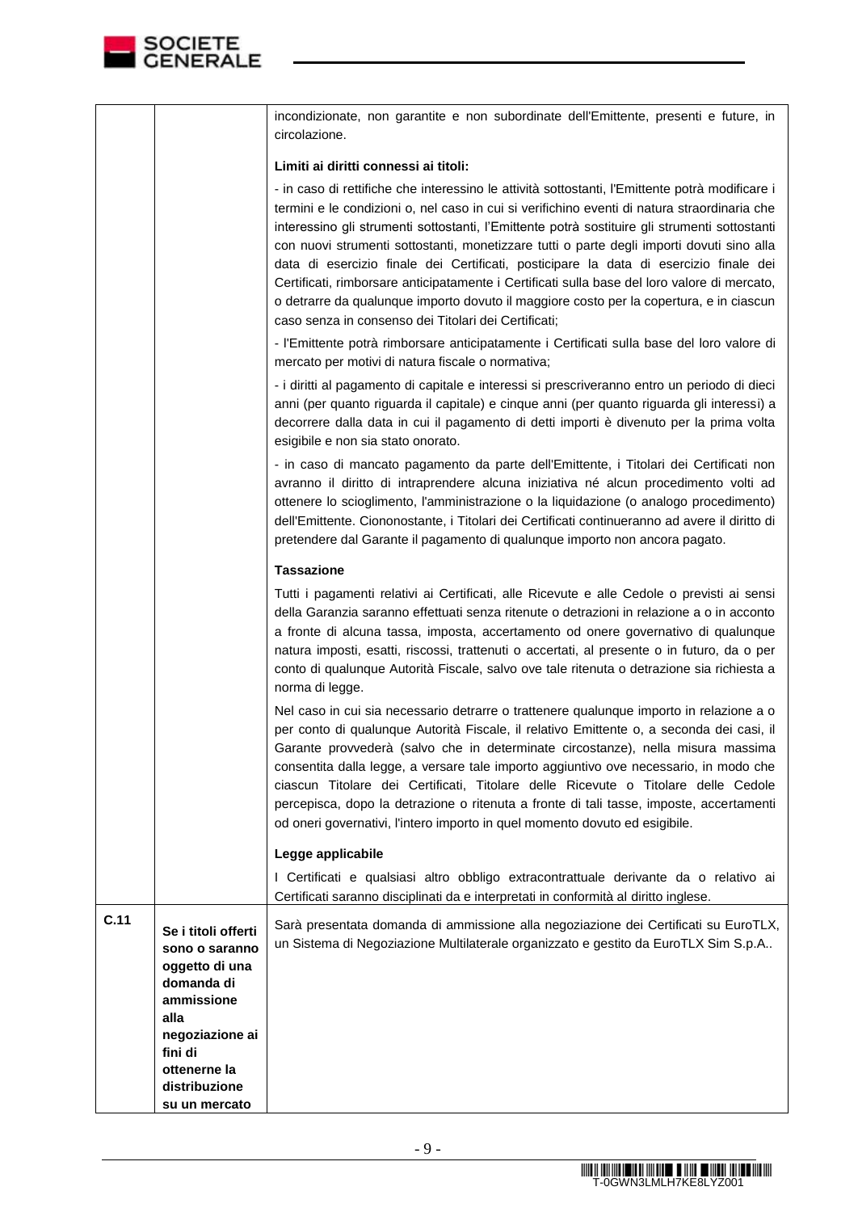| | | |
|---|---|---|
| | | incondizionate, non garantite e non subordinate dell'Emittente, presenti e future, in circolazione.<br><br>**Limiti ai diritti connessi ai titoli:**<br><br>- in caso di rettifiche che interessino le attività sottostanti, l'Emittente potrà modificare i termini e le condizioni o, nel caso in cui si verifichino eventi di natura straordinaria che interessino gli strumenti sottostanti, l'Emittente potrà sostituire gli strumenti sottostanti con nuovi strumenti sottostanti, monetizzare tutti o parte degli importi dovuti sino alla data di esercizio finale dei Certificati, posticipare la data di esercizio finale dei Certificati, rimborsare anticipatamente i Certificati sulla base del loro valore di mercato, o detrarre da qualunque importo dovuto il maggiore costo per la copertura, e in ciascun caso senza in consenso dei Titolari dei Certificati;<br><br>- l'Emittente potrà rimborsare anticipatamente i Certificati sulla base del loro valore di mercato per motivi di natura fiscale o normativa;<br><br>- i diritti al pagamento di capitale e interessi si prescriveranno entro un periodo di dieci anni (per quanto riguarda il capitale) e cinque anni (per quanto riguarda gli interessi) a decorrere dalla data in cui il pagamento di detti importi è divenuto per la prima volta esigibile e non sia stato onorato.<br><br>- in caso di mancato pagamento da parte dell'Emittente, i Titolari dei Certificati non avranno il diritto di intraprendere alcuna iniziativa né alcun procedimento volti ad ottenere lo scioglimento, l'amministrazione o la liquidazione (o analogo procedimento) dell'Emittente. Ciononostante, i Titolari dei Certificati continueranno ad avere il diritto di pretendere dal Garante il pagamento di qualunque importo non ancora pagato.<br><br>**Tassazione**<br><br>Tutti i pagamenti relativi ai Certificati, alle Ricevute e alle Cedole o previsti ai sensi della Garanzia saranno effettuati senza ritenute o detrazioni in relazione a o in acconto a fronte di alcuna tassa, imposta, accertamento od onere governativo di qualunque natura imposti, esatti, riscossi, trattenuti o accertati, al presente o in futuro, da o per conto di qualunque Autorità Fiscale, salvo ove tale ritenuta o detrazione sia richiesta a norma di legge.<br><br>Nel caso in cui sia necessario detrarre o trattenere qualunque importo in relazione a o per conto di qualunque Autorità Fiscale, il relativo Emittente o, a seconda dei casi, il Garante provvederà (salvo che in determinate circostanze), nella misura massima consentita dalla legge, a versare tale importo aggiuntivo ove necessario, in modo che ciascun Titolare dei Certificati, Titolare delle Ricevute o Titolare delle Cedole percepisca, dopo la detrazione o ritenuta a fronte di tali tasse, imposte, accertamenti od oneri governativi, l'intero importo in quel momento dovuto ed esigibile.<br><br>**Legge applicabile**<br><br>I Certificati e qualsiasi altro obbligo extracontrattuale derivante da o relativo ai Certificati saranno disciplinati da e interpretati in conformità al diritto inglese. |
| **C.11** | **Se i titoli offerti sono o saranno oggetto di una domanda di ammissione alla negoziazione ai fini di ottenerne la distribuzione su un mercato** | Sarà presentata domanda di ammissione alla negoziazione dei Certificati su EuroTLX, un Sistema di Negoziazione Multilaterale organizzato e gestito da EuroTLX Sim S.p.A.. |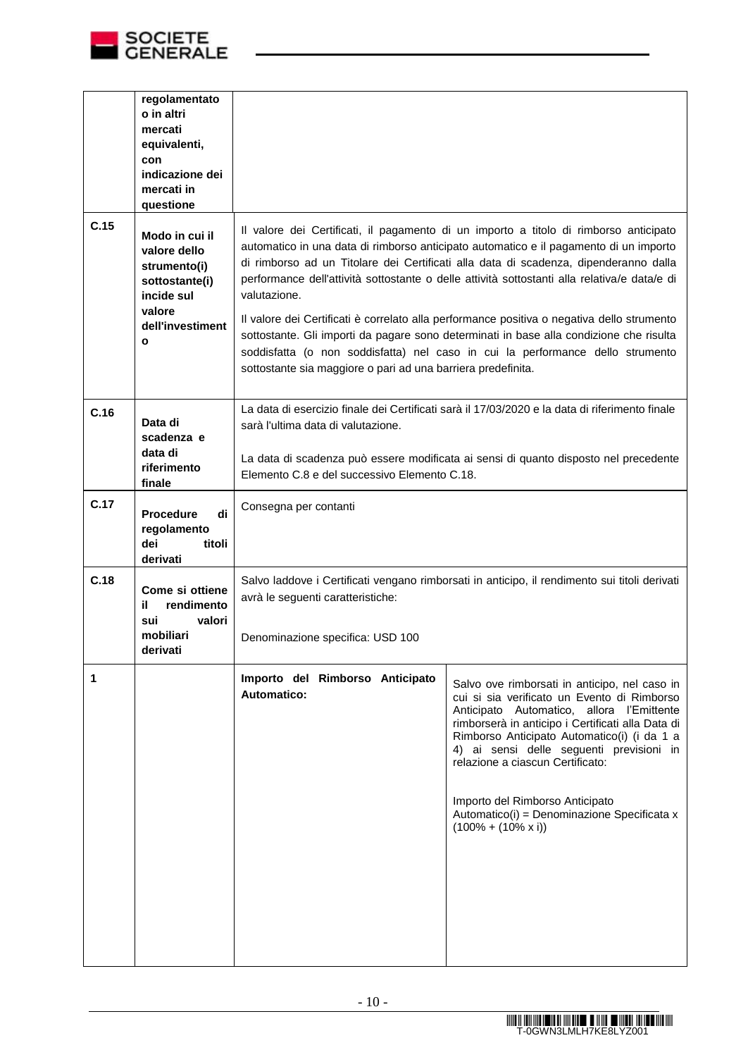| | | | |
|---|---|---|---|
| | **regolamentato o in altri mercati equivalenti, con indicazione dei mercati in questione** | | |
| **C.15** | **Modo in cui il valore dello strumento(i) sottostante(i) incide sul valore dell'investimento** | Il valore dei Certificati, il pagamento di un importo a titolo di rimborso anticipato automatico in una data di rimborso anticipato automatico e il pagamento di un importo di rimborso ad un Titolare dei Certificati alla data di scadenza, dipenderanno dalla performance dell'attività sottostante o delle attività sottostanti alla relativa/e data/e di valutazione.<br><br>Il valore dei Certificati è correlato alla performance positiva o negativa dello strumento sottostante. Gli importi da pagare sono determinati in base alla condizione che risulta soddisfatta (o non soddisfatta) nel caso in cui la performance dello strumento sottostante sia maggiore o pari ad una barriera predefinita. | |
| **C.16** | **Data di scadenza e data di riferimento finale** | La data di esercizio finale dei Certificati sarà il 17/03/2020 e la data di riferimento finale sarà l'ultima data di valutazione.<br><br>La data di scadenza può essere modificata ai sensi di quanto disposto nel precedente Elemento C.8 e del successivo Elemento C.18. | |
| **C.17** | **Procedure di regolamento dei titoli derivati** | Consegna per contanti | |
| **C.18** | **Come si ottiene il rendimento sui valori mobiliari derivati** | Salvo laddove i Certificati vengano rimborsati in anticipo, il rendimento sui titoli derivati avrà le seguenti caratteristiche:<br><br>Denominazione specifica: USD 100 | |
| **1** | | **Importo del Rimborso Anticipato Automatico:** | Salvo ove rimborsati in anticipo, nel caso in cui si sia verificato un Evento di Rimborso Anticipato Automatico, allora l'Emittente rimborserà in anticipo i Certificati alla Data di Rimborso Anticipato Automatico(i) (i da 1 a 4) ai sensi delle seguenti previsioni in relazione a ciascun Certificato:<br><br>Importo del Rimborso Anticipato Automatico(i) = Denominazione Specificata x (100% + (10% x i)) |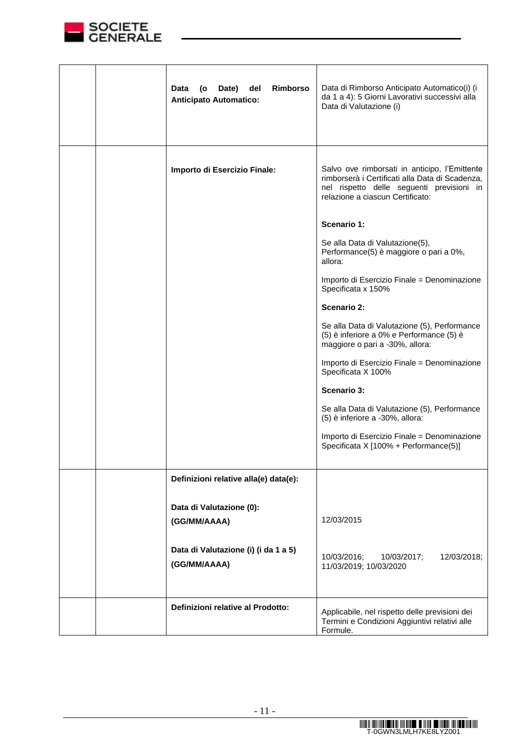| | | | |
|---|---|---|---|
| | | **Data (o Date) del Rimborso Anticipato Automatico:** | Data di Rimborso Anticipato Automatico(i) (i da 1 a 4): 5 Giorni Lavorativi successivi alla Data di Valutazione (i) |
| | | **Importo di Esercizio Finale:** | Salvo ove rimborsati in anticipo, l'Emittente rimborserà i Certificati alla Data di Scadenza, nel rispetto delle seguenti previsioni in relazione a ciascun Certificato:<br><br>**Scenario 1:**<br><br>Se alla Data di Valutazione(5), Performance(5) è maggiore o pari a 0%, allora:<br><br>Importo di Esercizio Finale = Denominazione Specificata x 150%<br><br>**Scenario 2:**<br><br>Se alla Data di Valutazione (5), Performance (5) è inferiore a 0% e Performance (5) è maggiore o pari a -30%, allora:<br><br>Importo di Esercizio Finale = Denominazione Specificata X 100%<br><br>**Scenario 3:**<br><br>Se alla Data di Valutazione (5), Performance (5) è inferiore a -30%, allora:<br><br>Importo di Esercizio Finale = Denominazione Specificata X [100% + Performance(5)] |
| | | **Definizioni relative alla(e) data(e):**<br><br>**Data di Valutazione (0): (GG/MM/AAAA)**<br><br>**Data di Valutazione (i) (i da 1 a 5) (GG/MM/AAAA)** | <br><br>12/03/2015<br><br>10/03/2016; 10/03/2017; 12/03/2018; 11/03/2019; 10/03/2020 |
| | | **Definizioni relative al Prodotto:** | Applicabile, nel rispetto delle previsioni dei Termini e Condizioni Aggiuntivi relativi alle Formule. |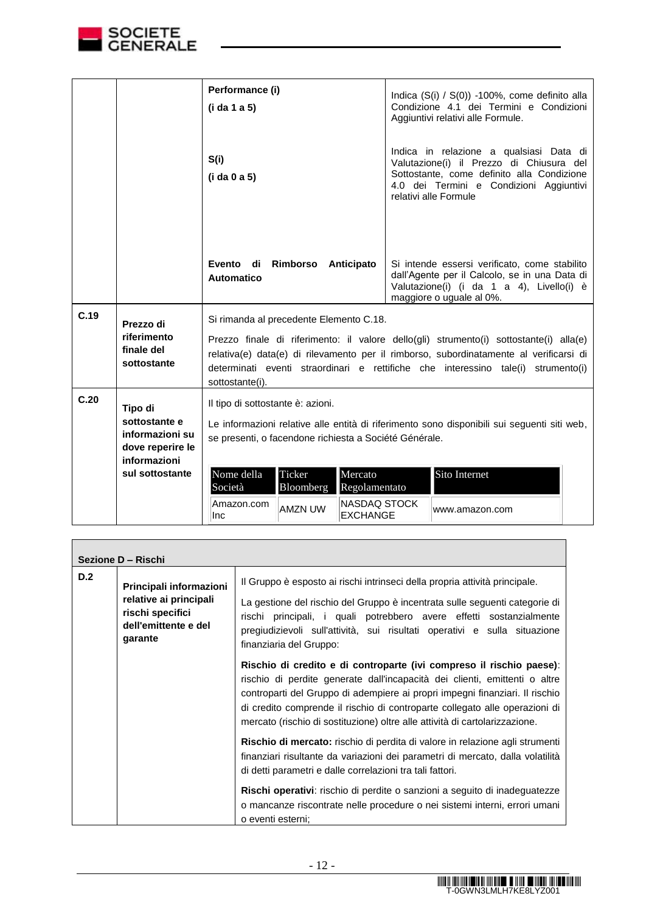| | | | |
|---|---|---|---|
| | | **Performance (i)**<br>**(i da 1 a 5)** | Indica (S(i) / S(0)) -100%, come definito alla Condizione 4.1 dei Termini e Condizioni Aggiuntivi relativi alle Formule. |
| | | **S(i)**<br>**(i da 0 a 5)** | Indica in relazione a qualsiasi Data di Valutazione(i) il Prezzo di Chiusura del Sottostante, come definito alla Condizione 4.0 dei Termini e Condizioni Aggiuntivi relativi alle Formule |
| | | **Evento di Rimborso Anticipato Automatico** | Si intende essersi verificato, come stabilito dall'Agente per il Calcolo, se in una Data di Valutazione(i) (i da 1 a 4), Livello(i) è maggiore o uguale al 0%. |
| **C.19** | **Prezzo di riferimento finale del sottostante** | Si rimanda al precedente Elemento C.18.<br><br>Prezzo finale di riferimento: il valore dello(gli) strumento(i) sottostante(i) alla(e) relativa(e) data(e) di rilevamento per il rimborso, subordinatamente al verificarsi di determinati eventi straordinari e rettifiche che interessino tale(i) strumento(i) sottostante(i). | |
| **C.20** | **Tipo di sottostante e informazioni su dove reperire le informazioni sul sottostante** | Il tipo di sottostante è: azioni.<br><br>Le informazioni relative alle entità di riferimento sono disponibili sui seguenti siti web, se presenti, o facendone richiesta a Société Générale. | |

| Nome della Società | Ticker Bloomberg | Mercato Regolamentato | Sito Internet |
|---|---|---|---|
| Amazon.com Inc | AMZN UW | NASDAQ STOCK EXCHANGE | www.amazon.com |

| **Sezione D – Rischi** | | |
|---|---|---|
| **D.2** | **Principali informazioni relative ai principali rischi specifici dell'emittente e del garante** | Il Gruppo è esposto ai rischi intrinseci della propria attività principale.<br><br>La gestione del rischio del Gruppo è incentrata sulle seguenti categorie di rischi principali, i quali potrebbero avere effetti sostanzialmente pregiudizievoli sull'attività, sui risultati operativi e sulla situazione finanziaria del Gruppo:<br><br>**Rischio di credito e di controparte (ivi compreso il rischio paese)**: rischio di perdite generate dall'incapacità dei clienti, emittenti o altre controparti del Gruppo di adempiere ai propri impegni finanziari. Il rischio di credito comprende il rischio di controparte collegato alle operazioni di mercato (rischio di sostituzione) oltre alle attività di cartolarizzazione.<br><br>**Rischio di mercato:** rischio di perdita di valore in relazione agli strumenti finanziari risultante da variazioni dei parametri di mercato, dalla volatilità di detti parametri e dalle correlazioni tra tali fattori.<br><br>**Rischi operativi**: rischio di perdite o sanzioni a seguito di inadeguatezze o mancanze riscontrate nelle procedure o nei sistemi interni, errori umani o eventi esterni; |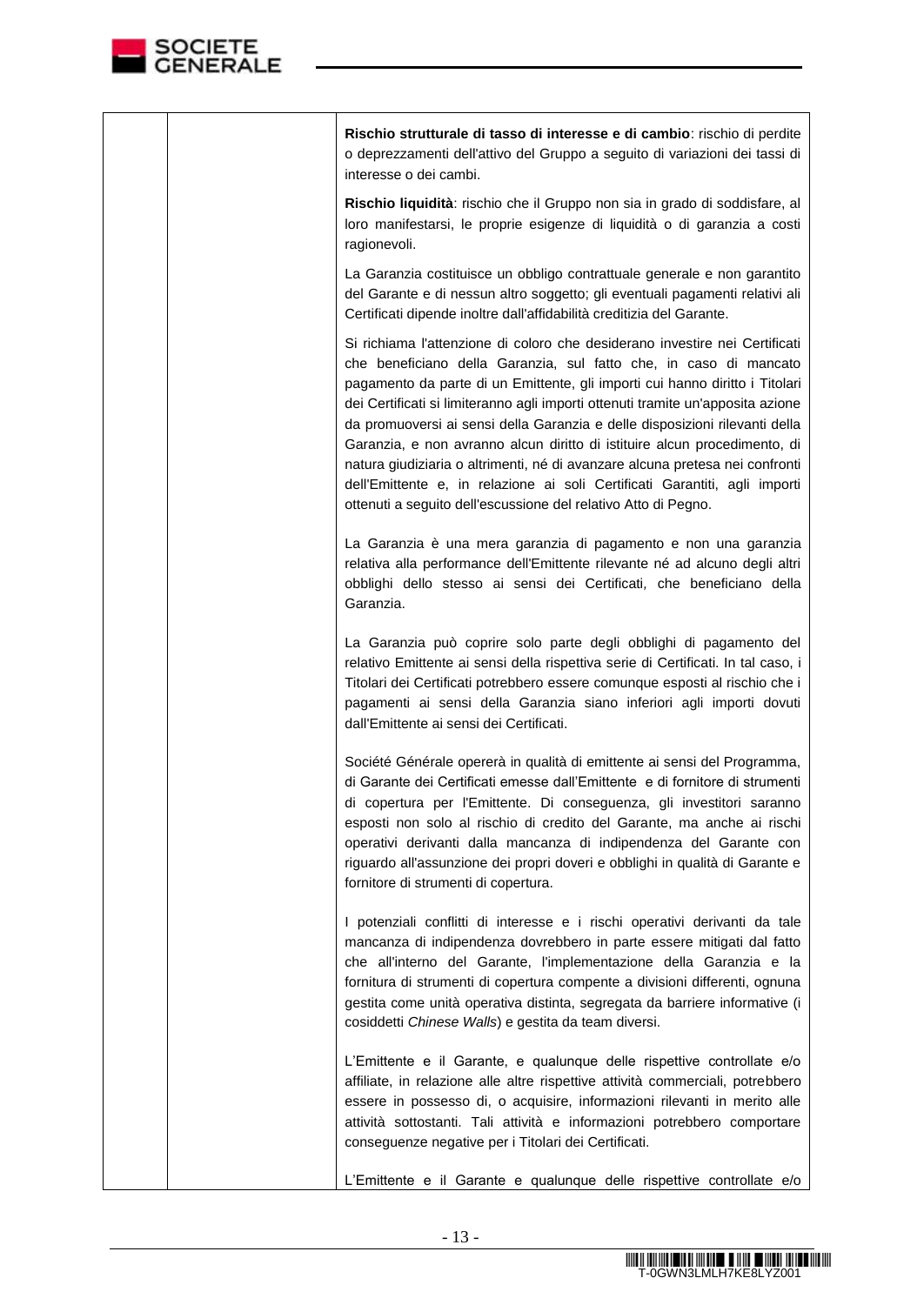| | | **Rischio strutturale di tasso di interesse e di cambio**: rischio di perdite o deprezzamenti dell'attivo del Gruppo a seguito di variazioni dei tassi di interesse o dei cambi.<br><br>**Rischio liquidità**: rischio che il Gruppo non sia in grado di soddisfare, al loro manifestarsi, le proprie esigenze di liquidità o di garanzia a costi ragionevoli.<br><br>La Garanzia costituisce un obbligo contrattuale generale e non garantito del Garante e di nessun altro soggetto; gli eventuali pagamenti relativi ali Certificati dipende inoltre dall'affidabilità creditizia del Garante.<br><br>Si richiama l'attenzione di coloro che desiderano investire nei Certificati che beneficiano della Garanzia, sul fatto che, in caso di mancato pagamento da parte di un Emittente, gli importi cui hanno diritto i Titolari dei Certificati si limiteranno agli importi ottenuti tramite un'apposita azione da promuoversi ai sensi della Garanzia e delle disposizioni rilevanti della Garanzia, e non avranno alcun diritto di istituire alcun procedimento, di natura giudiziaria o altrimenti, né di avanzare alcuna pretesa nei confronti dell'Emittente e, in relazione ai soli Certificati Garantiti, agli importi ottenuti a seguito dell'escussione del relativo Atto di Pegno.<br><br>La Garanzia è una mera garanzia di pagamento e non una garanzia relativa alla performance dell'Emittente rilevante né ad alcuno degli altri obblighi dello stesso ai sensi dei Certificati, che beneficiano della Garanzia.<br><br>La Garanzia può coprire solo parte degli obblighi di pagamento del relativo Emittente ai sensi della rispettiva serie di Certificati. In tal caso, i Titolari dei Certificati potrebbero essere comunque esposti al rischio che i pagamenti ai sensi della Garanzia siano inferiori agli importi dovuti dall'Emittente ai sensi dei Certificati.<br><br>Société Générale opererà in qualità di emittente ai sensi del Programma, di Garante dei Certificati emesse dall'Emittente e di fornitore di strumenti di copertura per l'Emittente. Di conseguenza, gli investitori saranno esposti non solo al rischio di credito del Garante, ma anche ai rischi operativi derivanti dalla mancanza di indipendenza del Garante con riguardo all'assunzione dei propri doveri e obblighi in qualità di Garante e fornitore di strumenti di copertura.<br><br>I potenziali conflitti di interesse e i rischi operativi derivanti da tale mancanza di indipendenza dovrebbero in parte essere mitigati dal fatto che all'interno del Garante, l'implementazione della Garanzia e la fornitura di strumenti di copertura compente a divisioni differenti, ognuna gestita come unità operativa distinta, segregata da barriere informative (i cosiddetti *Chinese Walls*) e gestita da team diversi.<br><br>L'Emittente e il Garante, e qualunque delle rispettive controllate e/o affiliate, in relazione alle altre rispettive attività commerciali, potrebbero essere in possesso di, o acquisire, informazioni rilevanti in merito alle attività sottostanti. Tali attività e informazioni potrebbero comportare conseguenze negative per i Titolari dei Certificati.<br><br>L'Emittente e il Garante e qualunque delle rispettive controllate e/o |
|---|---|---|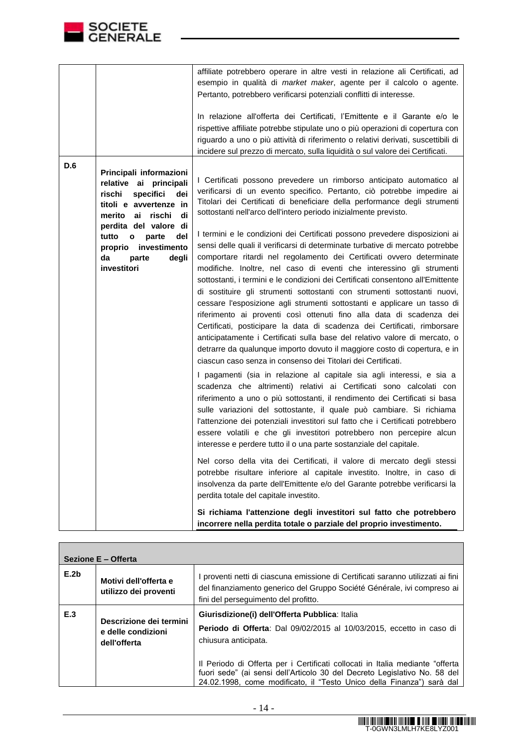| | | |
|---|---|---|
| | | affiliate potrebbero operare in altre vesti in relazione ali Certificati, ad esempio in qualità di *market maker*, agente per il calcolo o agente. Pertanto, potrebbero verificarsi potenziali conflitti di interesse.<br><br>In relazione all'offerta dei Certificati, l'Emittente e il Garante e/o le rispettive affiliate potrebbe stipulate uno o più operazioni di copertura con riguardo a uno o più attività di riferimento o relativi derivati, suscettibili di incidere sul prezzo di mercato, sulla liquidità o sul valore dei Certificati. |
| **D.6** | **Principali informazioni relative ai principali rischi specifici dei titoli e avvertenze in merito ai rischi di perdita del valore di tutto o parte del proprio investimento da parte degli investitori** | I Certificati possono prevedere un rimborso anticipato automatico al verificarsi di un evento specifico. Pertanto, ciò potrebbe impedire ai Titolari dei Certificati di beneficiare della performance degli strumenti sottostanti nell'arco dell'intero periodo inizialmente previsto.<br><br>I termini e le condizioni dei Certificati possono prevedere disposizioni ai sensi delle quali il verificarsi di determinate turbative di mercato potrebbe comportare ritardi nel regolamento dei Certificati ovvero determinate modifiche. Inoltre, nel caso di eventi che interessino gli strumenti sottostanti, i termini e le condizioni dei Certificati consentono all'Emittente di sostituire gli strumenti sottostanti con strumenti sottostanti nuovi, cessare l'esposizione agli strumenti sottostanti e applicare un tasso di riferimento ai proventi così ottenuti fino alla data di scadenza dei Certificati, posticipare la data di scadenza dei Certificati, rimborsare anticipatamente i Certificati sulla base del relativo valore di mercato, o detrarre da qualunque importo dovuto il maggiore costo di copertura, e in ciascun caso senza in consenso dei Titolari dei Certificati.<br><br>I pagamenti (sia in relazione al capitale sia agli interessi, e sia a scadenza che altrimenti) relativi ai Certificati sono calcolati con riferimento a uno o più sottostanti, il rendimento dei Certificati si basa sulle variazioni del sottostante, il quale può cambiare. Si richiama l'attenzione dei potenziali investitori sul fatto che i Certificati potrebbero essere volatili e che gli investitori potrebbero non percepire alcun interesse e perdere tutto il o una parte sostanziale del capitale.<br><br>Nel corso della vita dei Certificati, il valore di mercato degli stessi potrebbe risultare inferiore al capitale investito. Inoltre, in caso di insolvenza da parte dell'Emittente e/o del Garante potrebbe verificarsi la perdita totale del capitale investito.<br><br>**Si richiama l'attenzione degli investitori sul fatto che potrebbero incorrere nella perdita totale o parziale del proprio investimento.** |

| **Sezione E – Offerta** | | |
|---|---|---|
| **E.2b** | **Motivi dell'offerta e utilizzo dei proventi** | I proventi netti di ciascuna emissione di Certificati saranno utilizzati ai fini del finanziamento generico del Gruppo Société Générale, ivi compreso ai fini del perseguimento del profitto. |
| **E.3** | **Descrizione dei termini e delle condizioni dell'offerta** | **Giurisdizione(i) dell'Offerta Pubblica**: Italia<br><br>**Periodo di Offerta**: Dal 09/02/2015 al 10/03/2015, eccetto in caso di chiusura anticipata.<br><br>Il Periodo di Offerta per i Certificati collocati in Italia mediante "offerta fuori sede" (ai sensi dell'Articolo 30 del Decreto Legislativo No. 58 del 24.02.1998, come modificato, il "Testo Unico della Finanza") sarà dal |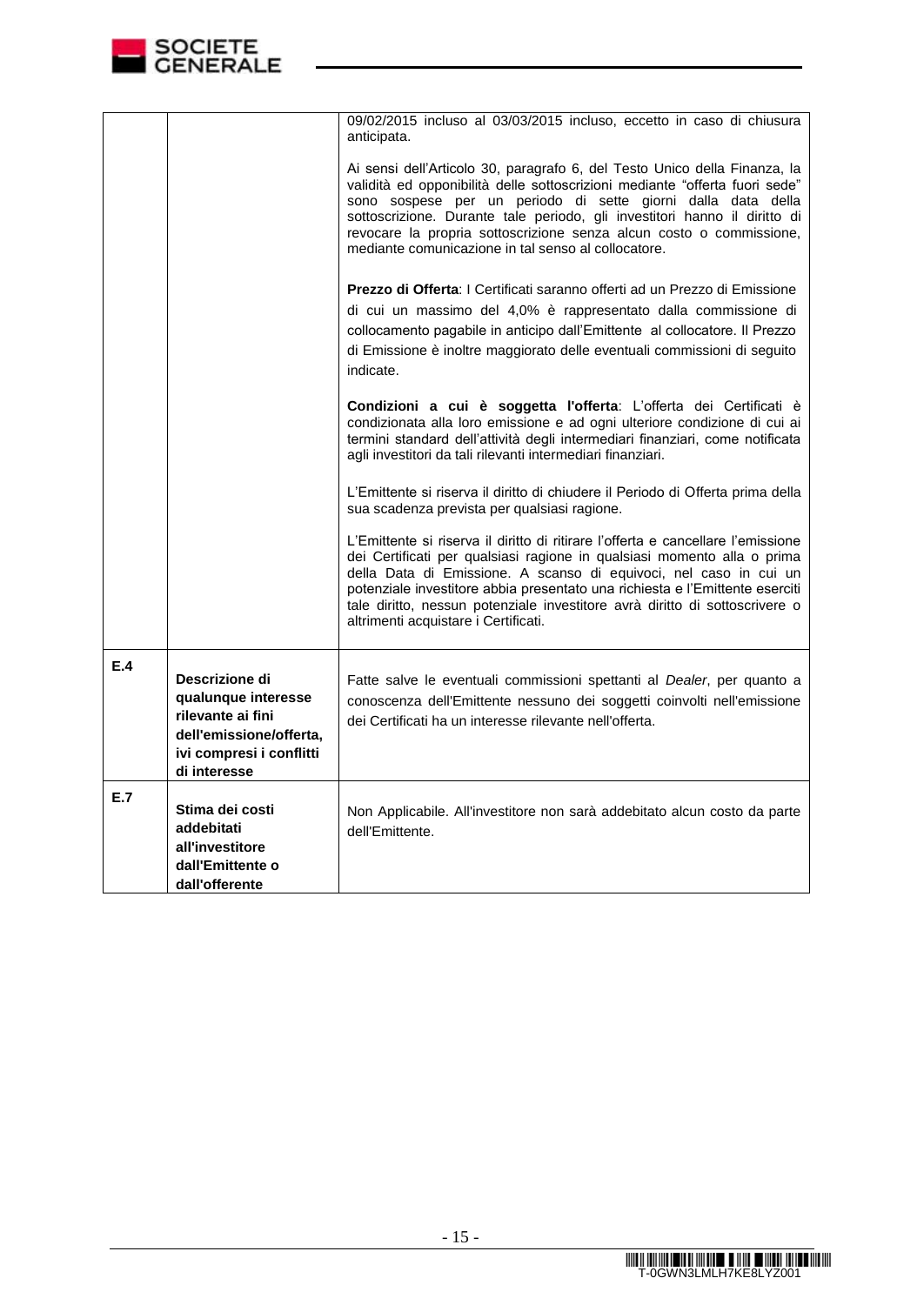| | | |
|---|---|---|
| | | 09/02/2015 incluso al 03/03/2015 incluso, eccetto in caso di chiusura anticipata.<br><br>Ai sensi dell'Articolo 30, paragrafo 6, del Testo Unico della Finanza, la validità ed opponibilità delle sottoscrizioni mediante "offerta fuori sede" sono sospese per un periodo di sette giorni dalla data della sottoscrizione. Durante tale periodo, gli investitori hanno il diritto di revocare la propria sottoscrizione senza alcun costo o commissione, mediante comunicazione in tal senso al collocatore.<br><br>**Prezzo di Offerta**: I Certificati saranno offerti ad un Prezzo di Emissione di cui un massimo del 4,0% è rappresentato dalla commissione di collocamento pagabile in anticipo dall'Emittente al collocatore. Il Prezzo di Emissione è inoltre maggiorato delle eventuali commissioni di seguito indicate.<br><br>**Condizioni a cui è soggetta l'offerta**: L'offerta dei Certificati è condizionata alla loro emissione e ad ogni ulteriore condizione di cui ai termini standard dell'attività degli intermediari finanziari, come notificata agli investitori da tali rilevanti intermediari finanziari.<br><br>L'Emittente si riserva il diritto di chiudere il Periodo di Offerta prima della sua scadenza prevista per qualsiasi ragione.<br><br>L'Emittente si riserva il diritto di ritirare l'offerta e cancellare l'emissione dei Certificati per qualsiasi ragione in qualsiasi momento alla o prima della Data di Emissione. A scanso di equivoci, nel caso in cui un potenziale investitore abbia presentato una richiesta e l'Emittente eserciti tale diritto, nessun potenziale investitore avrà diritto di sottoscrivere o altrimenti acquistare i Certificati. |
| **E.4** | **Descrizione di qualunque interesse rilevante ai fini dell'emissione/offerta, ivi compresi i conflitti di interesse** | Fatte salve le eventuali commissioni spettanti al *Dealer*, per quanto a conoscenza dell'Emittente nessuno dei soggetti coinvolti nell'emissione dei Certificati ha un interesse rilevante nell'offerta. |
| **E.7** | **Stima dei costi addebitati all'investitore dall'Emittente o dall'offerente** | Non Applicabile. All'investitore non sarà addebitato alcun costo da parte dell'Emittente. |